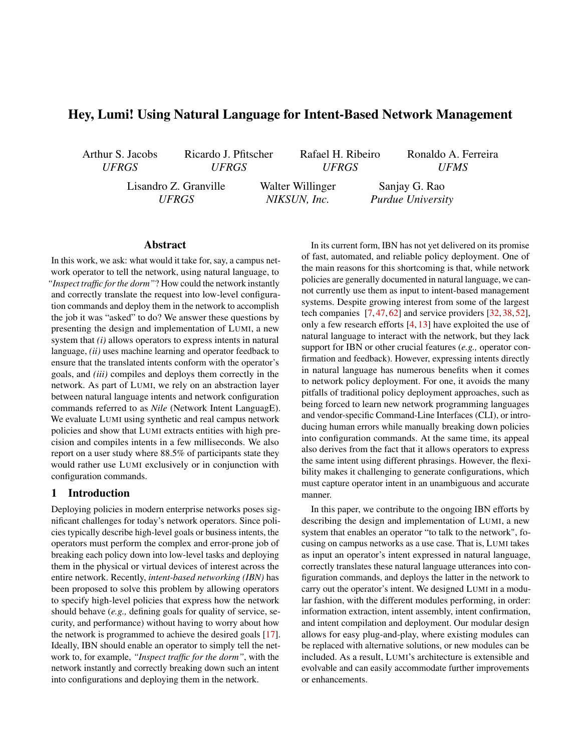# Hey, Lumi! Using Natural Language for Intent-Based Network Management

Arthur S. Jacobs *UFRGS*
Ricardo J. Pfitscher *UFRGS*
Rafael H. Ribeiro *UFRGS*
Ronaldo A. Ferreira *UFMS*
Lisandro Z. Granville *UFRGS*
Walter Willinger *NIKSUN, Inc.*
Sanjay G. Rao *Purdue University*

## Abstract

In this work, we ask: what would it take for, say, a campus network operator to tell the network, using natural language, to *"Inspect traffic for the dorm"*? How could the network instantly and correctly translate the request into low-level configuration commands and deploy them in the network to accomplish the job it was "asked" to do? We answer these questions by presenting the design and implementation of LUMI, a new system that *(i)* allows operators to express intents in natural language, *(ii)* uses machine learning and operator feedback to ensure that the translated intents conform with the operator's goals, and *(iii)* compiles and deploys them correctly in the network. As part of LUMI, we rely on an abstraction layer between natural language intents and network configuration commands referred to as *Nile* (Network Intent LanguagE). We evaluate LUMI using synthetic and real campus network policies and show that LUMI extracts entities with high precision and compiles intents in a few milliseconds. We also report on a user study where 88.5% of participants state they would rather use LUMI exclusively or in conjunction with configuration commands.

## 1 Introduction

Deploying policies in modern enterprise networks poses significant challenges for today's network operators. Since policies typically describe high-level goals or business intents, the operators must perform the complex and error-prone job of breaking each policy down into low-level tasks and deploying them in the physical or virtual devices of interest across the entire network. Recently, *intent-based networking (IBN)* has been proposed to solve this problem by allowing operators to specify high-level policies that express how the network should behave (*e.g.,* defining goals for quality of service, security, and performance) without having to worry about how the network is programmed to achieve the desired goals [17]. Ideally, IBN should enable an operator to simply tell the network to, for example, *"Inspect traffic for the dorm"*, with the network instantly and correctly breaking down such an intent into configurations and deploying them in the network.

In its current form, IBN has not yet delivered on its promise of fast, automated, and reliable policy deployment. One of the main reasons for this shortcoming is that, while network policies are generally documented in natural language, we cannot currently use them as input to intent-based management systems. Despite growing interest from some of the largest tech companies [7, 47, 62] and service providers [32, 38, 52], only a few research efforts [4, 13] have exploited the use of natural language to interact with the network, but they lack support for IBN or other crucial features (*e.g.,* operator confirmation and feedback). However, expressing intents directly in natural language has numerous benefits when it comes to network policy deployment. For one, it avoids the many pitfalls of traditional policy deployment approaches, such as being forced to learn new network programming languages and vendor-specific Command-Line Interfaces (CLI), or introducing human errors while manually breaking down policies into configuration commands. At the same time, its appeal also derives from the fact that it allows operators to express the same intent using different phrasings. However, the flexibility makes it challenging to generate configurations, which must capture operator intent in an unambiguous and accurate manner.

In this paper, we contribute to the ongoing IBN efforts by describing the design and implementation of LUMI, a new system that enables an operator "to talk to the network", focusing on campus networks as a use case. That is, LUMI takes as input an operator's intent expressed in natural language, correctly translates these natural language utterances into configuration commands, and deploys the latter in the network to carry out the operator's intent. We designed LUMI in a modular fashion, with the different modules performing, in order: information extraction, intent assembly, intent confirmation, and intent compilation and deployment. Our modular design allows for easy plug-and-play, where existing modules can be replaced with alternative solutions, or new modules can be included. As a result, LUMI's architecture is extensible and evolvable and can easily accommodate further improvements or enhancements.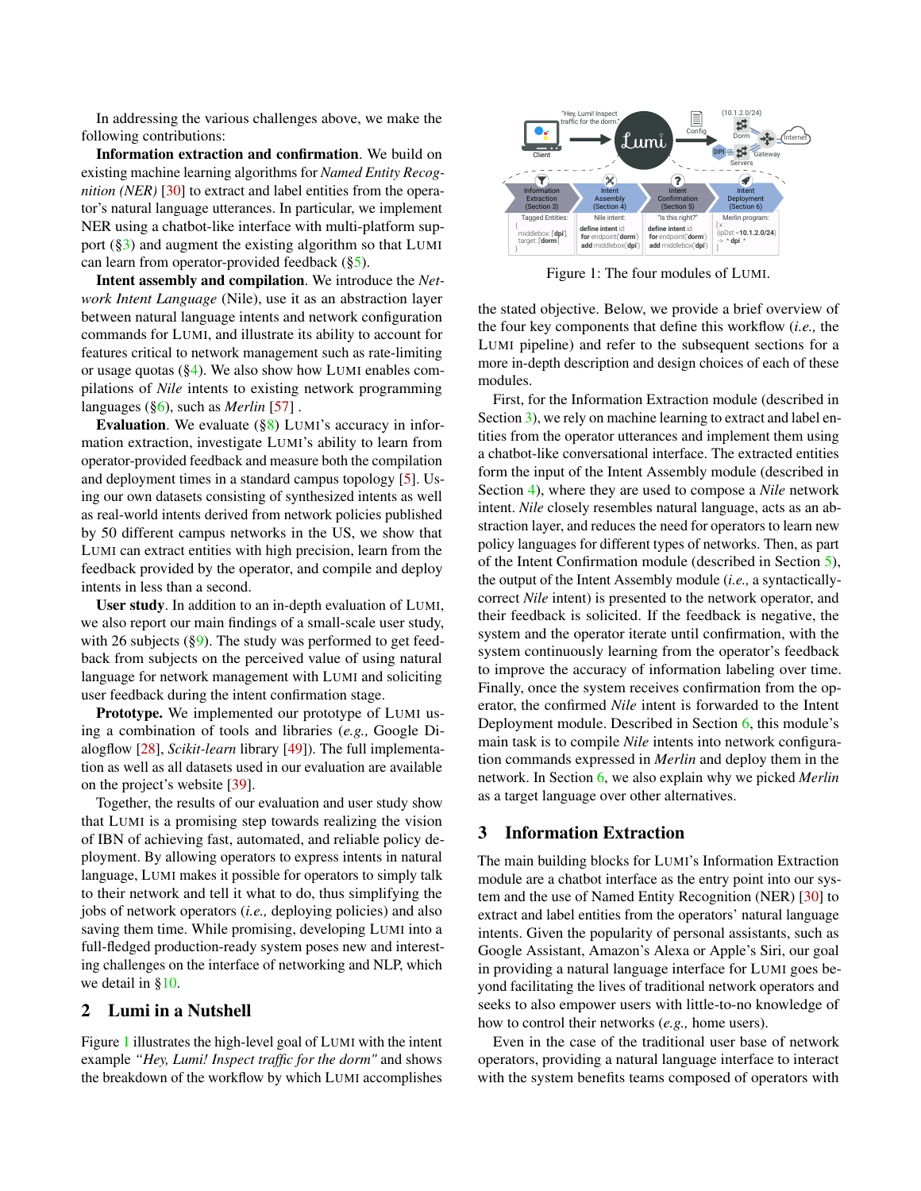In addressing the various challenges above, we make the following contributions:

**Information extraction and confirmation**. We build on existing machine learning algorithms for *Named Entity Recognition (NER)* [30] to extract and label entities from the operator's natural language utterances. In particular, we implement NER using a chatbot-like interface with multi-platform support (§3) and augment the existing algorithm so that LUMI can learn from operator-provided feedback (§5).

**Intent assembly and compilation**. We introduce the *Network Intent Language* (Nile), use it as an abstraction layer between natural language intents and network configuration commands for LUMI, and illustrate its ability to account for features critical to network management such as rate-limiting or usage quotas (§4). We also show how LUMI enables compilations of *Nile* intents to existing network programming languages (§6), such as *Merlin* [57] .

**Evaluation**. We evaluate (§8) LUMI's accuracy in information extraction, investigate LUMI's ability to learn from operator-provided feedback and measure both the compilation and deployment times in a standard campus topology [5]. Using our own datasets consisting of synthesized intents as well as real-world intents derived from network policies published by 50 different campus networks in the US, we show that LUMI can extract entities with high precision, learn from the feedback provided by the operator, and compile and deploy intents in less than a second.

**User study**. In addition to an in-depth evaluation of LUMI, we also report our main findings of a small-scale user study, with 26 subjects (§9). The study was performed to get feedback from subjects on the perceived value of using natural language for network management with LUMI and soliciting user feedback during the intent confirmation stage.

**Prototype.** We implemented our prototype of LUMI using a combination of tools and libraries (*e.g.,* Google Dialogflow [28], *Scikit-learn* library [49]). The full implementation as well as all datasets used in our evaluation are available on the project's website [39].

Together, the results of our evaluation and user study show that LUMI is a promising step towards realizing the vision of IBN of achieving fast, automated, and reliable policy deployment. By allowing operators to express intents in natural language, LUMI makes it possible for operators to simply talk to their network and tell it what to do, thus simplifying the jobs of network operators (*i.e.,* deploying policies) and also saving them time. While promising, developing LUMI into a full-fledged production-ready system poses new and interesting challenges on the interface of networking and NLP, which we detail in §10.

## 2 Lumi in a Nutshell

Figure 1: The four modules of LUMI.

Figure 1 illustrates the high-level goal of LUMI with the intent example *"Hey, Lumi! Inspect traffic for the dorm"* and shows the breakdown of the workflow by which LUMI accomplishes the stated objective. Below, we provide a brief overview of the four key components that define this workflow (*i.e.,* the LUMI pipeline) and refer to the subsequent sections for a more in-depth description and design choices of each of these modules.

First, for the Information Extraction module (described in Section 3), we rely on machine learning to extract and label entities from the operator utterances and implement them using a chatbot-like conversational interface. The extracted entities form the input of the Intent Assembly module (described in Section 4), where they are used to compose a *Nile* network intent. *Nile* closely resembles natural language, acts as an abstraction layer, and reduces the need for operators to learn new policy languages for different types of networks. Then, as part of the Intent Confirmation module (described in Section 5), the output of the Intent Assembly module (*i.e.,* a syntactically-correct *Nile* intent) is presented to the network operator, and their feedback is solicited. If the feedback is negative, the system and the operator iterate until confirmation, with the system continuously learning from the operator's feedback to improve the accuracy of information labeling over time. Finally, once the system receives confirmation from the operator, the confirmed *Nile* intent is forwarded to the Intent Deployment module. Described in Section 6, this module's main task is to compile *Nile* intents into network configuration commands expressed in *Merlin* and deploy them in the network. In Section 6, we also explain why we picked *Merlin* as a target language over other alternatives.

## 3 Information Extraction

The main building blocks for LUMI's Information Extraction module are a chatbot interface as the entry point into our system and the use of Named Entity Recognition (NER) [30] to extract and label entities from the operators' natural language intents. Given the popularity of personal assistants, such as Google Assistant, Amazon's Alexa or Apple's Siri, our goal in providing a natural language interface for LUMI goes beyond facilitating the lives of traditional network operators and seeks to also empower users with little-to-no knowledge of how to control their networks (*e.g.,* home users).

Even in the case of the traditional user base of network operators, providing a natural language interface to interact with the system benefits teams composed of operators with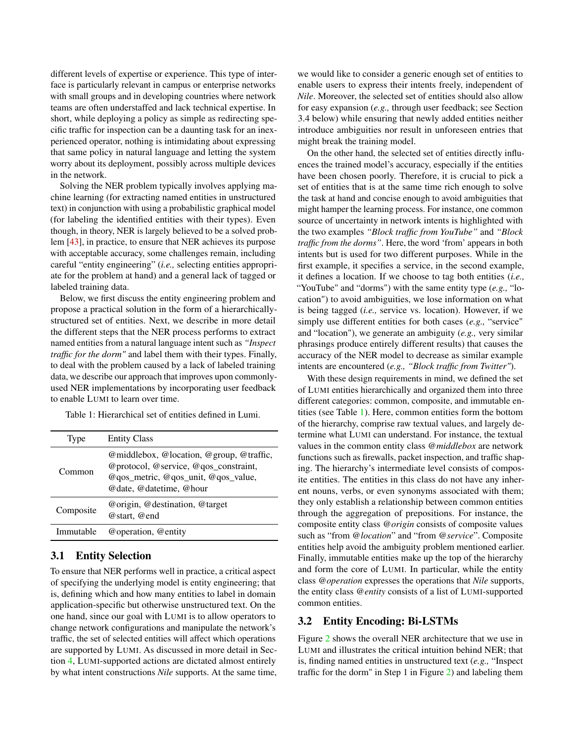different levels of expertise or experience. This type of interface is particularly relevant in campus or enterprise networks with small groups and in developing countries where network teams are often understaffed and lack technical expertise. In short, while deploying a policy as simple as redirecting specific traffic for inspection can be a daunting task for an inexperienced operator, nothing is intimidating about expressing that same policy in natural language and letting the system worry about its deployment, possibly across multiple devices in the network.

Solving the NER problem typically involves applying machine learning (for extracting named entities in unstructured text) in conjunction with using a probabilistic graphical model (for labeling the identified entities with their types). Even though, in theory, NER is largely believed to be a solved problem [43], in practice, to ensure that NER achieves its purpose with acceptable accuracy, some challenges remain, including careful "entity engineering" (*i.e.,* selecting entities appropriate for the problem at hand) and a general lack of tagged or labeled training data.

Below, we first discuss the entity engineering problem and propose a practical solution in the form of a hierarchically-structured set of entities. Next, we describe in more detail the different steps that the NER process performs to extract named entities from a natural language intent such as *"Inspect traffic for the dorm"* and label them with their types. Finally, to deal with the problem caused by a lack of labeled training data, we describe our approach that improves upon commonly-used NER implementations by incorporating user feedback to enable LUMI to learn over time.

Table 1: Hierarchical set of entities defined in Lumi.

| Type | Entity Class |
|---|---|
| Common | @middlebox, @location, @group, @traffic, @protocol, @service, @qos_constraint, @qos_metric, @qos_unit, @qos_value, @date, @datetime, @hour |
| Composite | @origin, @destination, @target @start, @end |
| Immutable | @operation, @entity |

### 3.1 Entity Selection

To ensure that NER performs well in practice, a critical aspect of specifying the underlying model is entity engineering; that is, defining which and how many entities to label in domain application-specific but otherwise unstructured text. On the one hand, since our goal with LUMI is to allow operators to change network configurations and manipulate the network's traffic, the set of selected entities will affect which operations are supported by LUMI. As discussed in more detail in Section 4, LUMI-supported actions are dictated almost entirely by what intent constructions *Nile* supports. At the same time, we would like to consider a generic enough set of entities to enable users to express their intents freely, independent of *Nile*. Moreover, the selected set of entities should also allow for easy expansion (*e.g.,* through user feedback; see Section 3.4 below) while ensuring that newly added entities neither introduce ambiguities nor result in unforeseen entries that might break the training model.

On the other hand, the selected set of entities directly influences the trained model's accuracy, especially if the entities have been chosen poorly. Therefore, it is crucial to pick a set of entities that is at the same time rich enough to solve the task at hand and concise enough to avoid ambiguities that might hamper the learning process. For instance, one common source of uncertainty in network intents is highlighted with the two examples *"Block traffic from YouTube"* and *"Block traffic from the dorms"*. Here, the word 'from' appears in both intents but is used for two different purposes. While in the first example, it specifies a service, in the second example, it defines a location. If we choose to tag both entities (*i.e.,* "YouTube" and "dorms") with the same entity type (*e.g.,* "location") to avoid ambiguities, we lose information on what is being tagged (*i.e.,* service vs. location). However, if we simply use different entities for both cases (*e.g.,* "service" and "location"), we generate an ambiguity (*e.g.,* very similar phrasings produce entirely different results) that causes the accuracy of the NER model to decrease as similar example intents are encountered (*e.g., "Block traffic from Twitter"*).

With these design requirements in mind, we defined the set of LUMI entities hierarchically and organized them into three different categories: common, composite, and immutable entities (see Table 1). Here, common entities form the bottom of the hierarchy, comprise raw textual values, and largely determine what LUMI can understand. For instance, the textual values in the common entity class *@middlebox* are network functions such as firewalls, packet inspection, and traffic shaping. The hierarchy's intermediate level consists of composite entities. The entities in this class do not have any inherent nouns, verbs, or even synonyms associated with them; they only establish a relationship between common entities through the aggregation of prepositions. For instance, the composite entity class *@origin* consists of composite values such as "from *@location*" and "from *@service*". Composite entities help avoid the ambiguity problem mentioned earlier. Finally, immutable entities make up the top of the hierarchy and form the core of LUMI. In particular, while the entity class *@operation* expresses the operations that *Nile* supports, the entity class *@entity* consists of a list of LUMI-supported common entities.

### 3.2 Entity Encoding: Bi-LSTMs

Figure 2 shows the overall NER architecture that we use in LUMI and illustrates the critical intuition behind NER; that is, finding named entities in unstructured text (*e.g.,* "Inspect traffic for the dorm" in Step 1 in Figure 2) and labeling them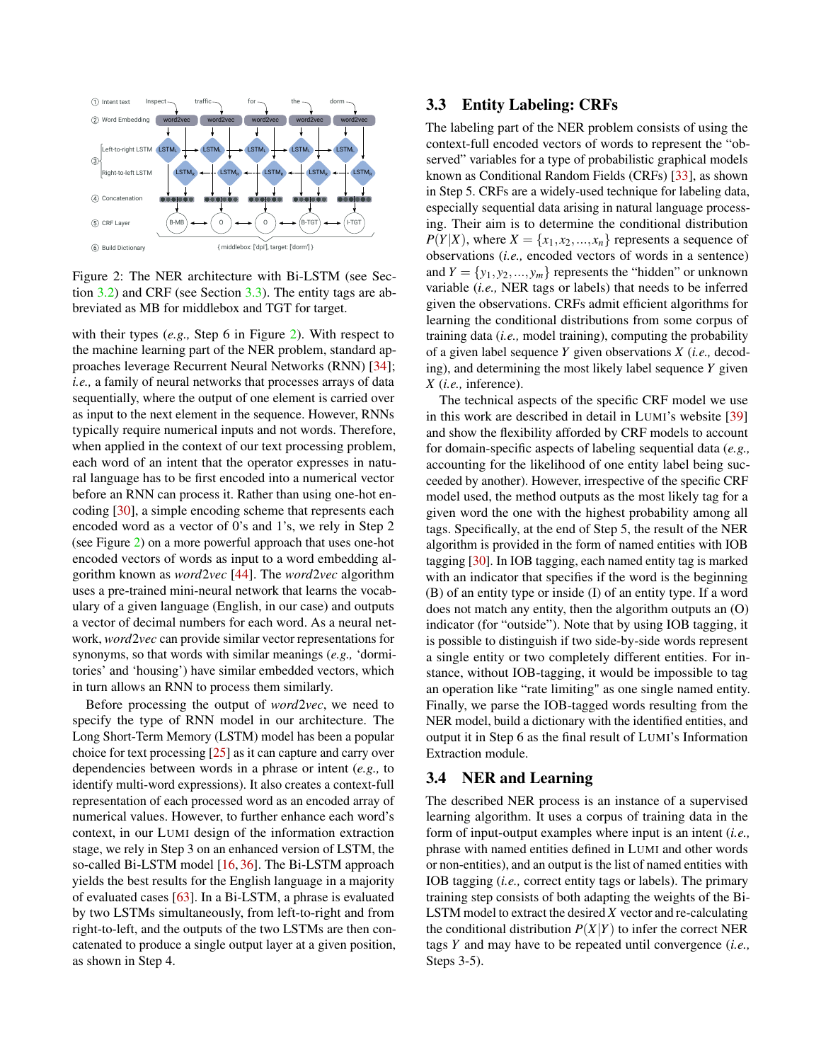Figure 2: The NER architecture with Bi-LSTM (see Section 3.2) and CRF (see Section 3.3). The entity tags are abbreviated as MB for middlebox and TGT for target.

with their types (*e.g.,* Step 6 in Figure 2). With respect to the machine learning part of the NER problem, standard approaches leverage Recurrent Neural Networks (RNN) [34]; *i.e.,* a family of neural networks that processes arrays of data sequentially, where the output of one element is carried over as input to the next element in the sequence. However, RNNs typically require numerical inputs and not words. Therefore, when applied in the context of our text processing problem, each word of an intent that the operator expresses in natural language has to be first encoded into a numerical vector before an RNN can process it. Rather than using one-hot encoding [30], a simple encoding scheme that represents each encoded word as a vector of 0's and 1's, we rely in Step 2 (see Figure 2) on a more powerful approach that uses one-hot encoded vectors of words as input to a word embedding algorithm known as *word2vec* [44]. The *word2vec* algorithm uses a pre-trained mini-neural network that learns the vocabulary of a given language (English, in our case) and outputs a vector of decimal numbers for each word. As a neural network, *word2vec* can provide similar vector representations for synonyms, so that words with similar meanings (*e.g.,* 'dormitories' and 'housing') have similar embedded vectors, which in turn allows an RNN to process them similarly.

Before processing the output of *word2vec*, we need to specify the type of RNN model in our architecture. The Long Short-Term Memory (LSTM) model has been a popular choice for text processing [25] as it can capture and carry over dependencies between words in a phrase or intent (*e.g.,* to identify multi-word expressions). It also creates a context-full representation of each processed word as an encoded array of numerical values. However, to further enhance each word's context, in our LUMI design of the information extraction stage, we rely in Step 3 on an enhanced version of LSTM, the so-called Bi-LSTM model [16, 36]. The Bi-LSTM approach yields the best results for the English language in a majority of evaluated cases [63]. In a Bi-LSTM, a phrase is evaluated by two LSTMs simultaneously, from left-to-right and from right-to-left, and the outputs of the two LSTMs are then concatenated to produce a single output layer at a given position, as shown in Step 4.

### 3.3 Entity Labeling: CRFs

The labeling part of the NER problem consists of using the context-full encoded vectors of words to represent the "observed" variables for a type of probabilistic graphical models known as Conditional Random Fields (CRFs) [33], as shown in Step 5. CRFs are a widely-used technique for labeling data, especially sequential data arising in natural language processing. Their aim is to determine the conditional distribution $P(Y|X)$, where $X = \{x_1, x_2, ..., x_n\}$ represents a sequence of observations (*i.e.,* encoded vectors of words in a sentence) and $Y = \{y_1, y_2, ..., y_m\}$ represents the "hidden" or unknown variable (*i.e.,* NER tags or labels) that needs to be inferred given the observations. CRFs admit efficient algorithms for learning the conditional distributions from some corpus of training data (*i.e.,* model training), computing the probability of a given label sequence $Y$ given observations $X$ (*i.e.,* decoding), and determining the most likely label sequence $Y$ given $X$ (*i.e.,* inference).

The technical aspects of the specific CRF model we use in this work are described in detail in LUMI's website [39] and show the flexibility afforded by CRF models to account for domain-specific aspects of labeling sequential data (*e.g.,* accounting for the likelihood of one entity label being succeeded by another). However, irrespective of the specific CRF model used, the method outputs as the most likely tag for a given word the one with the highest probability among all tags. Specifically, at the end of Step 5, the result of the NER algorithm is provided in the form of named entities with IOB tagging [30]. In IOB tagging, each named entity tag is marked with an indicator that specifies if the word is the beginning (B) of an entity type or inside (I) of an entity type. If a word does not match any entity, then the algorithm outputs an (O) indicator (for "outside"). Note that by using IOB tagging, it is possible to distinguish if two side-by-side words represent a single entity or two completely different entities. For instance, without IOB-tagging, it would be impossible to tag an operation like "rate limiting" as one single named entity. Finally, we parse the IOB-tagged words resulting from the NER model, build a dictionary with the identified entities, and output it in Step 6 as the final result of LUMI's Information Extraction module.

### 3.4 NER and Learning

The described NER process is an instance of a supervised learning algorithm. It uses a corpus of training data in the form of input-output examples where input is an intent (*i.e.,* phrase with named entities defined in LUMI and other words or non-entities), and an output is the list of named entities with IOB tagging (*i.e.,* correct entity tags or labels). The primary training step consists of both adapting the weights of the Bi-LSTM model to extract the desired $X$ vector and re-calculating the conditional distribution $P(X|Y)$ to infer the correct NER tags $Y$ and may have to be repeated until convergence (*i.e.,* Steps 3-5).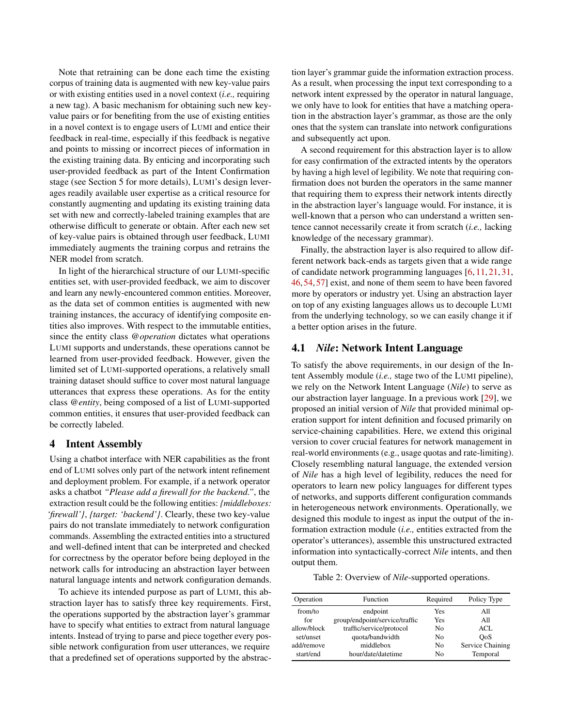Note that retraining can be done each time the existing corpus of training data is augmented with new key-value pairs or with existing entities used in a novel context (*i.e.,* requiring a new tag). A basic mechanism for obtaining such new key-value pairs or for benefiting from the use of existing entities in a novel context is to engage users of LUMI and entice their feedback in real-time, especially if this feedback is negative and points to missing or incorrect pieces of information in the existing training data. By enticing and incorporating such user-provided feedback as part of the Intent Confirmation stage (see Section 5 for more details), LUMI's design leverages readily available user expertise as a critical resource for constantly augmenting and updating its existing training data set with new and correctly-labeled training examples that are otherwise difficult to generate or obtain. After each new set of key-value pairs is obtained through user feedback, LUMI immediately augments the training corpus and retrains the NER model from scratch.

In light of the hierarchical structure of our LUMI-specific entities set, with user-provided feedback, we aim to discover and learn any newly-encountered common entities. Moreover, as the data set of common entities is augmented with new training instances, the accuracy of identifying composite entities also improves. With respect to the immutable entities, since the entity class *@operation* dictates what operations LUMI supports and understands, these operations cannot be learned from user-provided feedback. However, given the limited set of LUMI-supported operations, a relatively small training dataset should suffice to cover most natural language utterances that express these operations. As for the entity class *@entity*, being composed of a list of LUMI-supported common entities, it ensures that user-provided feedback can be correctly labeled.

## 4 Intent Assembly

Using a chatbot interface with NER capabilities as the front end of LUMI solves only part of the network intent refinement and deployment problem. For example, if a network operator asks a chatbot *"Please add a firewall for the backend."*, the extraction result could be the following entities: *{middleboxes: 'firewall'}*, *{target: 'backend'}*. Clearly, these two key-value pairs do not translate immediately to network configuration commands. Assembling the extracted entities into a structured and well-defined intent that can be interpreted and checked for correctness by the operator before being deployed in the network calls for introducing an abstraction layer between natural language intents and network configuration demands.

To achieve its intended purpose as part of LUMI, this abstraction layer has to satisfy three key requirements. First, the operations supported by the abstraction layer's grammar have to specify what entities to extract from natural language intents. Instead of trying to parse and piece together every possible network configuration from user utterances, we require that a predefined set of operations supported by the abstraction layer's grammar guide the information extraction process. As a result, when processing the input text corresponding to a network intent expressed by the operator in natural language, we only have to look for entities that have a matching operation in the abstraction layer's grammar, as those are the only ones that the system can translate into network configurations and subsequently act upon.

A second requirement for this abstraction layer is to allow for easy confirmation of the extracted intents by the operators by having a high level of legibility. We note that requiring confirmation does not burden the operators in the same manner that requiring them to express their network intents directly in the abstraction layer's language would. For instance, it is well-known that a person who can understand a written sentence cannot necessarily create it from scratch (*i.e.,* lacking knowledge of the necessary grammar).

Finally, the abstraction layer is also required to allow different network back-ends as targets given that a wide range of candidate network programming languages [6, 11, 21, 31, 46, 54, 57] exist, and none of them seem to have been favored more by operators or industry yet. Using an abstraction layer on top of any existing languages allows us to decouple LUMI from the underlying technology, so we can easily change it if a better option arises in the future.

### 4.1 *Nile*: Network Intent Language

To satisfy the above requirements, in our design of the Intent Assembly module (*i.e.,* stage two of the LUMI pipeline), we rely on the Network Intent Language (*Nile*) to serve as our abstraction layer language. In a previous work [29], we proposed an initial version of *Nile* that provided minimal operation support for intent definition and focused primarily on service-chaining capabilities. Here, we extend this original version to cover crucial features for network management in real-world environments (e.g., usage quotas and rate-limiting). Closely resembling natural language, the extended version of *Nile* has a high level of legibility, reduces the need for operators to learn new policy languages for different types of networks, and supports different configuration commands in heterogeneous network environments. Operationally, we designed this module to ingest as input the output of the information extraction module (*i.e.,* entities extracted from the operator's utterances), assemble this unstructured extracted information into syntactically-correct *Nile* intents, and then output them.

Table 2: Overview of *Nile*-supported operations.

| Operation | Function | Required | Policy Type |
|---|---|---|---|
| from/to | endpoint | Yes | All |
| for | group/endpoint/service/traffic | Yes | All |
| allow/block | traffic/service/protocol | No | ACL |
| set/unset | quota/bandwidth | No | QoS |
| add/remove | middlebox | No | Service Chaining |
| start/end | hour/date/datetime | No | Temporal |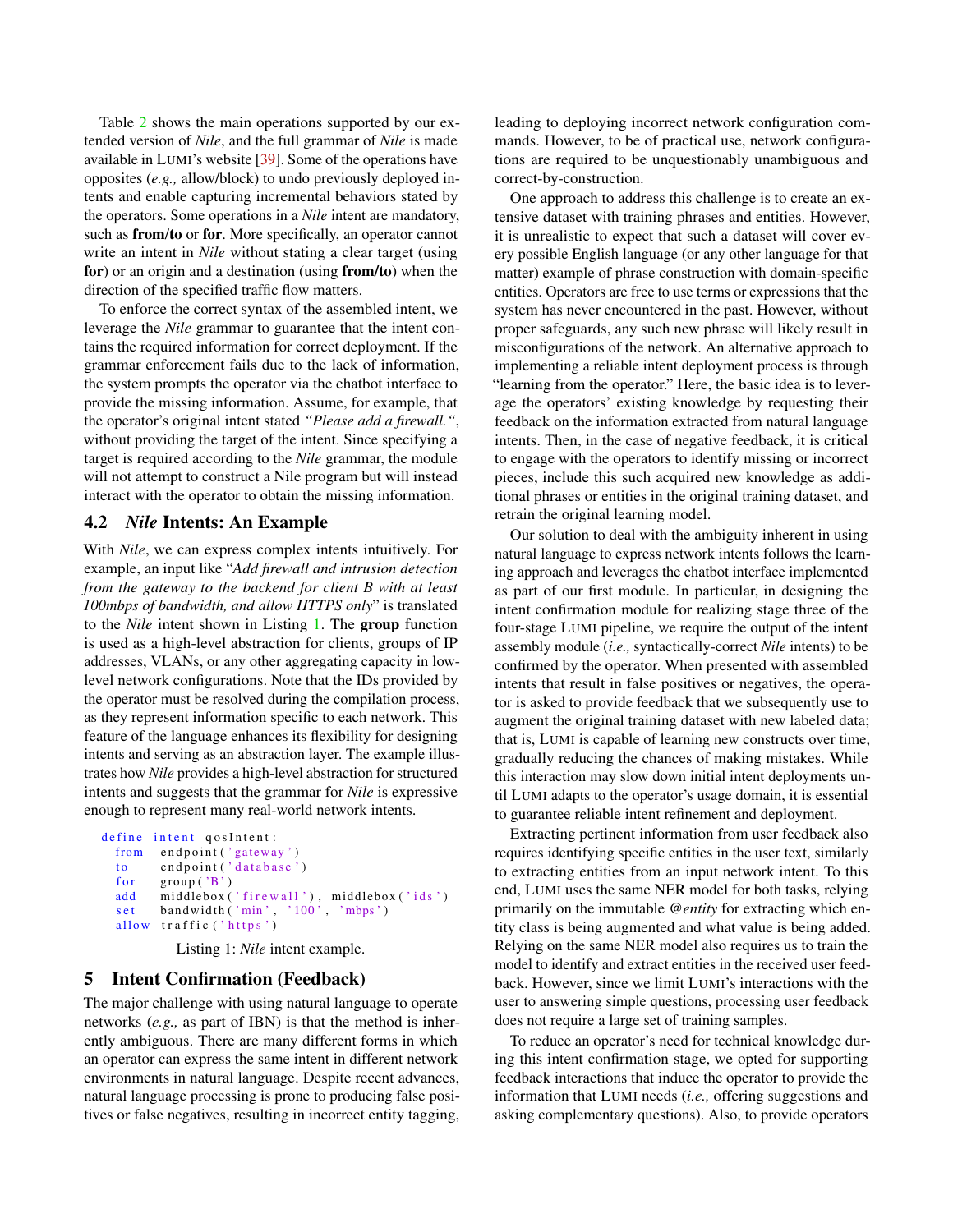Table 2 shows the main operations supported by our extended version of *Nile*, and the full grammar of *Nile* is made available in LUMI's website [39]. Some of the operations have opposites (*e.g.,* allow/block) to undo previously deployed intents and enable capturing incremental behaviors stated by the operators. Some operations in a *Nile* intent are mandatory, such as **from/to** or **for**. More specifically, an operator cannot write an intent in *Nile* without stating a clear target (using **for**) or an origin and a destination (using **from/to**) when the direction of the specified traffic flow matters.

To enforce the correct syntax of the assembled intent, we leverage the *Nile* grammar to guarantee that the intent contains the required information for correct deployment. If the grammar enforcement fails due to the lack of information, the system prompts the operator via the chatbot interface to provide the missing information. Assume, for example, that the operator's original intent stated *"Please add a firewall."*, without providing the target of the intent. Since specifying a target is required according to the *Nile* grammar, the module will not attempt to construct a Nile program but will instead interact with the operator to obtain the missing information.

## 4.2 *Nile* Intents: An Example

With *Nile*, we can express complex intents intuitively. For example, an input like "*Add firewall and intrusion detection from the gateway to the backend for client B with at least 100mbps of bandwidth, and allow HTTPS only*" is translated to the *Nile* intent shown in Listing 1. The **group** function is used as a high-level abstraction for clients, groups of IP addresses, VLANs, or any other aggregating capacity in low-level network configurations. Note that the IDs provided by the operator must be resolved during the compilation process, as they represent information specific to each network. This feature of the language enhances its flexibility for designing intents and serving as an abstraction layer. The example illustrates how *Nile* provides a high-level abstraction for structured intents and suggests that the grammar for *Nile* is expressive enough to represent many real-world network intents.

```
define intent qosIntent:
  from   endpoint('gateway')
  to     endpoint('database')
  for    group('B')
  add    middlebox('firewall'), middlebox('ids')
  set    bandwidth('min', '100', 'mbps')
  allow  traffic('https')
```

Listing 1: *Nile* intent example.

## 5 Intent Confirmation (Feedback)

The major challenge with using natural language to operate networks (*e.g.,* as part of IBN) is that the method is inherently ambiguous. There are many different forms in which an operator can express the same intent in different network environments in natural language. Despite recent advances, natural language processing is prone to producing false positives or false negatives, resulting in incorrect entity tagging, leading to deploying incorrect network configuration commands. However, to be of practical use, network configurations are required to be unquestionably unambiguous and correct-by-construction.

One approach to address this challenge is to create an extensive dataset with training phrases and entities. However, it is unrealistic to expect that such a dataset will cover every possible English language (or any other language for that matter) example of phrase construction with domain-specific entities. Operators are free to use terms or expressions that the system has never encountered in the past. However, without proper safeguards, any such new phrase will likely result in misconfigurations of the network. An alternative approach to implementing a reliable intent deployment process is through "learning from the operator." Here, the basic idea is to leverage the operators' existing knowledge by requesting their feedback on the information extracted from natural language intents. Then, in the case of negative feedback, it is critical to engage with the operators to identify missing or incorrect pieces, include this such acquired new knowledge as additional phrases or entities in the original training dataset, and retrain the original learning model.

Our solution to deal with the ambiguity inherent in using natural language to express network intents follows the learning approach and leverages the chatbot interface implemented as part of our first module. In particular, in designing the intent confirmation module for realizing stage three of the four-stage LUMI pipeline, we require the output of the intent assembly module (*i.e.,* syntactically-correct *Nile* intents) to be confirmed by the operator. When presented with assembled intents that result in false positives or negatives, the operator is asked to provide feedback that we subsequently use to augment the original training dataset with new labeled data; that is, LUMI is capable of learning new constructs over time, gradually reducing the chances of making mistakes. While this interaction may slow down initial intent deployments until LUMI adapts to the operator's usage domain, it is essential to guarantee reliable intent refinement and deployment.

Extracting pertinent information from user feedback also requires identifying specific entities in the user text, similarly to extracting entities from an input network intent. To this end, LUMI uses the same NER model for both tasks, relying primarily on the immutable *@entity* for extracting which entity class is being augmented and what value is being added. Relying on the same NER model also requires us to train the model to identify and extract entities in the received user feedback. However, since we limit LUMI's interactions with the user to answering simple questions, processing user feedback does not require a large set of training samples.

To reduce an operator's need for technical knowledge during this intent confirmation stage, we opted for supporting feedback interactions that induce the operator to provide the information that LUMI needs (*i.e.,* offering suggestions and asking complementary questions). Also, to provide operators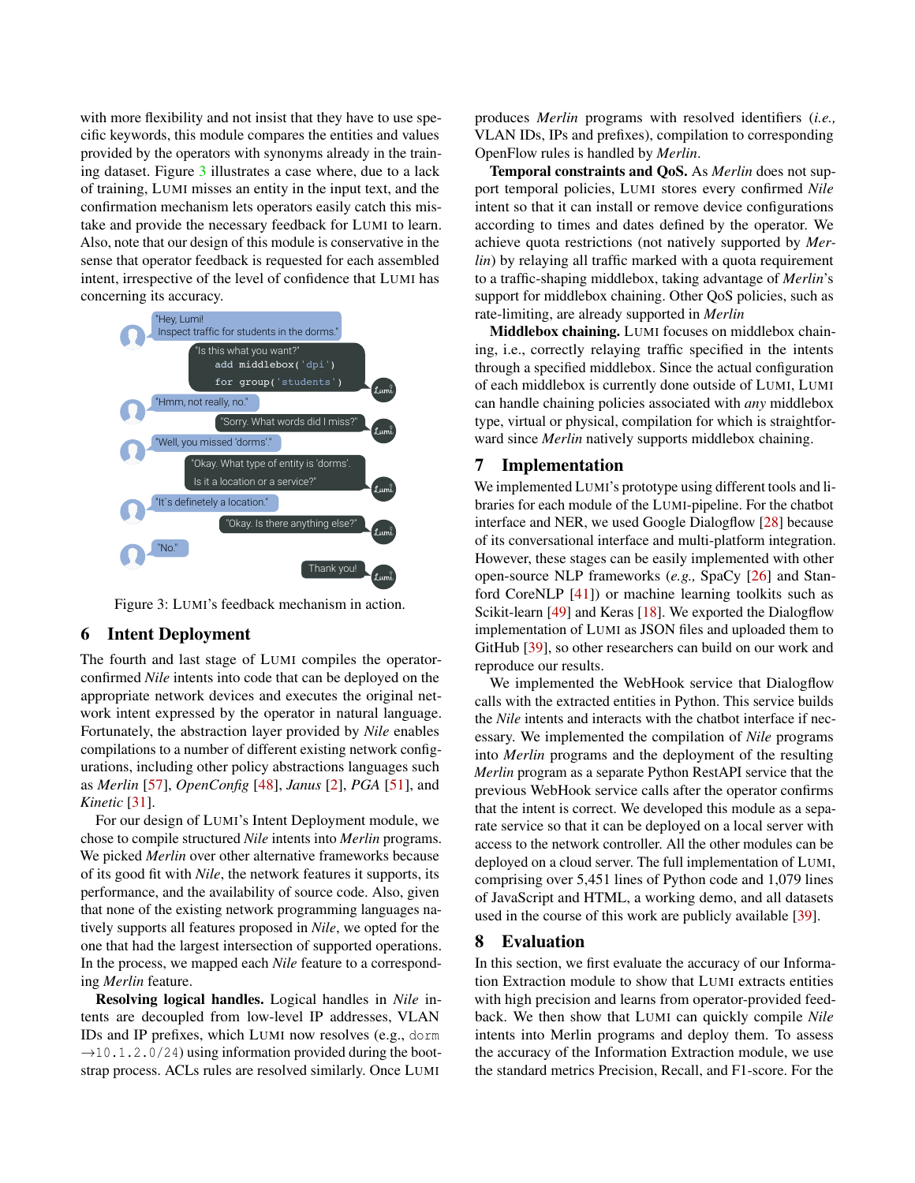with more flexibility and not insist that they have to use specific keywords, this module compares the entities and values provided by the operators with synonyms already in the training dataset. Figure 3 illustrates a case where, due to a lack of training, LUMI misses an entity in the input text, and the confirmation mechanism lets operators easily catch this mistake and provide the necessary feedback for LUMI to learn. Also, note that our design of this module is conservative in the sense that operator feedback is requested for each assembled intent, irrespective of the level of confidence that LUMI has concerning its accuracy.

"Hey, Lumi! Inspect traffic for students in the dorms."

"Is this what you want?"
```
add middlebox('dpi')
for group('students')
```

"Hmm, not really, no."

"Sorry. What words did I miss?"

"Well, you missed 'dorms'."

"Okay. What type of entity is 'dorms'. Is it a location or a service?"

"It's definetely a location."

"Okay. Is there anything else?"

"No."

Thank you!

Figure 3: LUMI's feedback mechanism in action.

## 6 Intent Deployment

The fourth and last stage of LUMI compiles the operator-confirmed *Nile* intents into code that can be deployed on the appropriate network devices and executes the original network intent expressed by the operator in natural language. Fortunately, the abstraction layer provided by *Nile* enables compilations to a number of different existing network configurations, including other policy abstractions languages such as *Merlin* [57], *OpenConfig* [48], *Janus* [2], *PGA* [51], and *Kinetic* [31].

For our design of LUMI's Intent Deployment module, we chose to compile structured *Nile* intents into *Merlin* programs. We picked *Merlin* over other alternative frameworks because of its good fit with *Nile*, the network features it supports, its performance, and the availability of source code. Also, given that none of the existing network programming languages natively supports all features proposed in *Nile*, we opted for the one that had the largest intersection of supported operations. In the process, we mapped each *Nile* feature to a corresponding *Merlin* feature.

**Resolving logical handles.** Logical handles in *Nile* intents are decoupled from low-level IP addresses, VLAN IDs and IP prefixes, which LUMI now resolves (e.g., `dorm` →`10.1.2.0/24`) using information provided during the bootstrap process. ACLs rules are resolved similarly. Once LUMI produces *Merlin* programs with resolved identifiers (*i.e.,* VLAN IDs, IPs and prefixes), compilation to corresponding OpenFlow rules is handled by *Merlin*.

**Temporal constraints and QoS.** As *Merlin* does not support temporal policies, LUMI stores every confirmed *Nile* intent so that it can install or remove device configurations according to times and dates defined by the operator. We achieve quota restrictions (not natively supported by *Merlin*) by relaying all traffic marked with a quota requirement to a traffic-shaping middlebox, taking advantage of *Merlin*'s support for middlebox chaining. Other QoS policies, such as rate-limiting, are already supported in *Merlin*

**Middlebox chaining.** LUMI focuses on middlebox chaining, i.e., correctly relaying traffic specified in the intents through a specified middlebox. Since the actual configuration of each middlebox is currently done outside of LUMI, LUMI can handle chaining policies associated with *any* middlebox type, virtual or physical, compilation for which is straightforward since *Merlin* natively supports middlebox chaining.

## 7 Implementation

We implemented LUMI's prototype using different tools and libraries for each module of the LUMI-pipeline. For the chatbot interface and NER, we used Google Dialogflow [28] because of its conversational interface and multi-platform integration. However, these stages can be easily implemented with other open-source NLP frameworks (*e.g.,* SpaCy [26] and Stanford CoreNLP [41]) or machine learning toolkits such as Scikit-learn [49] and Keras [18]. We exported the Dialogflow implementation of LUMI as JSON files and uploaded them to GitHub [39], so other researchers can build on our work and reproduce our results.

We implemented the WebHook service that Dialogflow calls with the extracted entities in Python. This service builds the *Nile* intents and interacts with the chatbot interface if necessary. We implemented the compilation of *Nile* programs into *Merlin* programs and the deployment of the resulting *Merlin* program as a separate Python RestAPI service that the previous WebHook service calls after the operator confirms that the intent is correct. We developed this module as a separate service so that it can be deployed on a local server with access to the network controller. All the other modules can be deployed on a cloud server. The full implementation of LUMI, comprising over 5,451 lines of Python code and 1,079 lines of JavaScript and HTML, a working demo, and all datasets used in the course of this work are publicly available [39].

## 8 Evaluation

In this section, we first evaluate the accuracy of our Information Extraction module to show that LUMI extracts entities with high precision and learns from operator-provided feedback. We then show that LUMI can quickly compile *Nile* intents into Merlin programs and deploy them. To assess the accuracy of the Information Extraction module, we use the standard metrics Precision, Recall, and F1-score. For the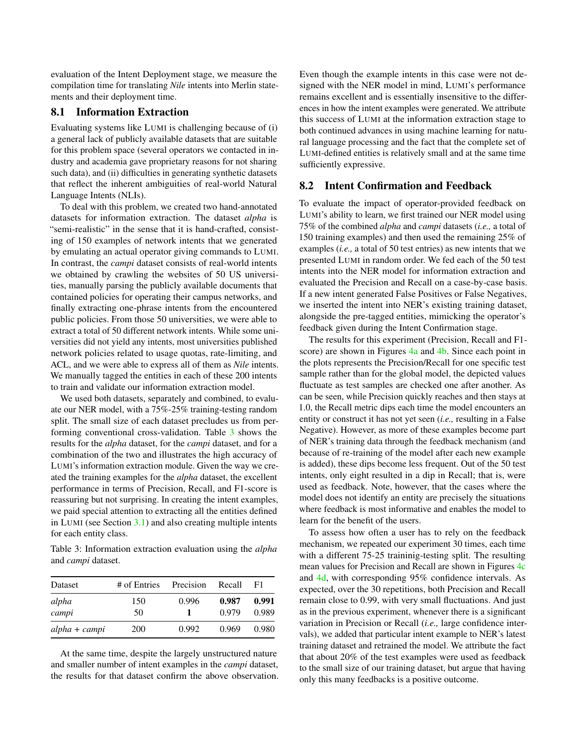evaluation of the Intent Deployment stage, we measure the compilation time for translating *Nile* intents into Merlin statements and their deployment time.

## 8.1 Information Extraction

Evaluating systems like LUMI is challenging because of (i) a general lack of publicly available datasets that are suitable for this problem space (several operators we contacted in industry and academia gave proprietary reasons for not sharing such data), and (ii) difficulties in generating synthetic datasets that reflect the inherent ambiguities of real-world Natural Language Intents (NLIs).

To deal with this problem, we created two hand-annotated datasets for information extraction. The dataset *alpha* is "semi-realistic" in the sense that it is hand-crafted, consisting of 150 examples of network intents that we generated by emulating an actual operator giving commands to LUMI. In contrast, the *campi* dataset consists of real-world intents we obtained by crawling the websites of 50 US universities, manually parsing the publicly available documents that contained policies for operating their campus networks, and finally extracting one-phrase intents from the encountered public policies. From those 50 universities, we were able to extract a total of 50 different network intents. While some universities did not yield any intents, most universities published network policies related to usage quotas, rate-limiting, and ACL, and we were able to express all of them as *Nile* intents. We manually tagged the entities in each of these 200 intents to train and validate our information extraction model.

We used both datasets, separately and combined, to evaluate our NER model, with a 75%-25% training-testing random split. The small size of each dataset precludes us from performing conventional cross-validation. Table 3 shows the results for the *alpha* dataset, for the *campi* dataset, and for a combination of the two and illustrates the high accuracy of LUMI's information extraction module. Given the way we created the training examples for the *alpha* dataset, the excellent performance in terms of Precision, Recall, and F1-score is reassuring but not surprising. In creating the intent examples, we paid special attention to extracting all the entities defined in LUMI (see Section 3.1) and also creating multiple intents for each entity class.

Table 3: Information extraction evaluation using the *alpha* and *campi* dataset.

| Dataset | # of Entries | Precision | Recall | F1 |
|---|---|---|---|---|
| *alpha* | 150 | 0.996 | **0.987** | **0.991** |
| *campi* | 50 | **1** | 0.979 | 0.989 |
| *alpha + campi* | 200 | 0.992 | 0.969 | 0.980 |

At the same time, despite the largely unstructured nature and smaller number of intent examples in the *campi* dataset, the results for that dataset confirm the above observation. Even though the example intents in this case were not designed with the NER model in mind, LUMI's performance remains excellent and is essentially insensitive to the differences in how the intent examples were generated. We attribute this success of LUMI at the information extraction stage to both continued advances in using machine learning for natural language processing and the fact that the complete set of LUMI-defined entities is relatively small and at the same time sufficiently expressive.

## 8.2 Intent Confirmation and Feedback

To evaluate the impact of operator-provided feedback on LUMI's ability to learn, we first trained our NER model using 75% of the combined *alpha* and *campi* datasets (*i.e.,* a total of 150 training examples) and then used the remaining 25% of examples (*i.e.,* a total of 50 test entries) as new intents that we presented LUMI in random order. We fed each of the 50 test intents into the NER model for information extraction and evaluated the Precision and Recall on a case-by-case basis. If a new intent generated False Positives or False Negatives, we inserted the intent into NER's existing training dataset, alongside the pre-tagged entities, mimicking the operator's feedback given during the Intent Confirmation stage.

The results for this experiment (Precision, Recall and F1-score) are shown in Figures 4a and 4b. Since each point in the plots represents the Precision/Recall for one specific test sample rather than for the global model, the depicted values fluctuate as test samples are checked one after another. As can be seen, while Precision quickly reaches and then stays at 1.0, the Recall metric dips each time the model encounters an entity or construct it has not yet seen (*i.e.,* resulting in a False Negative). However, as more of these examples become part of NER's training data through the feedback mechanism (and because of re-training of the model after each new example is added), these dips become less frequent. Out of the 50 test intents, only eight resulted in a dip in Recall; that is, were used as feedback. Note, however, that the cases where the model does not identify an entity are precisely the situations where feedback is most informative and enables the model to learn for the benefit of the users.

To assess how often a user has to rely on the feedback mechanism, we repeated our experiment 30 times, each time with a different 75-25 traininig-testing split. The resulting mean values for Precision and Recall are shown in Figures 4c and 4d, with corresponding 95% confidence intervals. As expected, over the 30 repetitions, both Precision and Recall remain close to 0.99, with very small fluctuations. And just as in the previous experiment, whenever there is a significant variation in Precision or Recall (*i.e.,* large confidence intervals), we added that particular intent example to NER's latest training dataset and retrained the model. We attribute the fact that about 20% of the test examples were used as feedback to the small size of our training dataset, but argue that having only this many feedbacks is a positive outcome.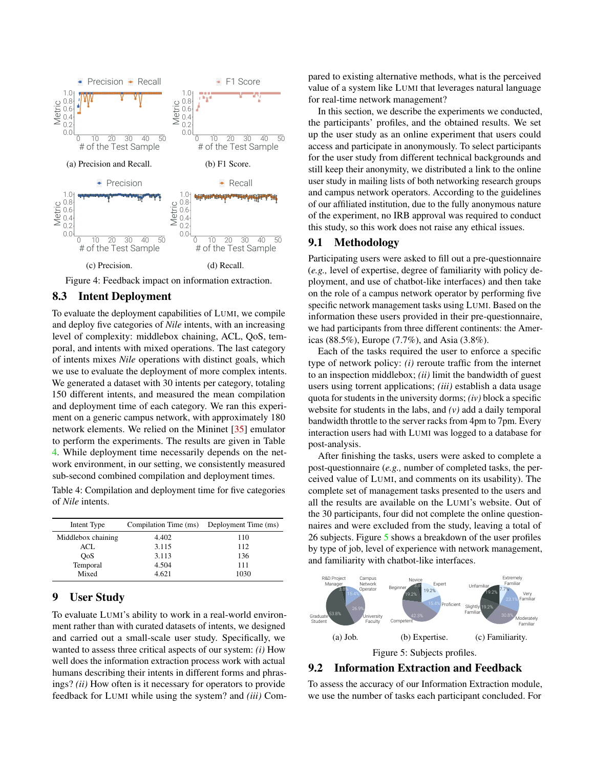Figure 4: Feedback impact on information extraction.

(a) Precision and Recall. (b) F1 Score. (c) Precision. (d) Recall.

## 8.3 Intent Deployment

To evaluate the deployment capabilities of LUMI, we compile and deploy five categories of *Nile* intents, with an increasing level of complexity: middlebox chaining, ACL, QoS, temporal, and intents with mixed operations. The last category of intents mixes *Nile* operations with distinct goals, which we use to evaluate the deployment of more complex intents. We generated a dataset with 30 intents per category, totaling 150 different intents, and measured the mean compilation and deployment time of each category. We ran this experiment on a generic campus network, with approximately 180 network elements. We relied on the Mininet [35] emulator to perform the experiments. The results are given in Table 4. While deployment time necessarily depends on the network environment, in our setting, we consistently measured sub-second combined compilation and deployment times.

Table 4: Compilation and deployment time for five categories of *Nile* intents.

| Intent Type | Compilation Time (ms) | Deployment Time (ms) |
|---|---|---|
| Middlebox chaining | 4.402 | 110 |
| ACL | 3.115 | 112 |
| QoS | 3.113 | 136 |
| Temporal | 4.504 | 111 |
| Mixed | 4.621 | 1030 |

## 9 User Study

To evaluate LUMI's ability to work in a real-world environment rather than with curated datasets of intents, we designed and carried out a small-scale user study. Specifically, we wanted to assess three critical aspects of our system: *(i)* How well does the information extraction process work with actual humans describing their intents in different forms and phrasings? *(ii)* How often is it necessary for operators to provide feedback for LUMI while using the system? and *(iii)* Compared to existing alternative methods, what is the perceived value of a system like LUMI that leverages natural language for real-time network management?

In this section, we describe the experiments we conducted, the participants' profiles, and the obtained results. We set up the user study as an online experiment that users could access and participate in anonymously. To select participants for the user study from different technical backgrounds and still keep their anonymity, we distributed a link to the online user study in mailing lists of both networking research groups and campus network operators. According to the guidelines of our affiliated institution, due to the fully anonymous nature of the experiment, no IRB approval was required to conduct this study, so this work does not raise any ethical issues.

### 9.1 Methodology

Participating users were asked to fill out a pre-questionnaire (*e.g.,* level of expertise, degree of familiarity with policy deployment, and use of chatbot-like interfaces) and then take on the role of a campus network operator by performing five specific network management tasks using LUMI. Based on the information these users provided in their pre-questionnaire, we had participants from three different continents: the Americas (88.5%), Europe (7.7%), and Asia (3.8%).

Each of the tasks required the user to enforce a specific type of network policy: *(i)* reroute traffic from the internet to an inspection middlebox; *(ii)* limit the bandwidth of guest users using torrent applications; *(iii)* establish a data usage quota for students in the university dorms; *(iv)* block a specific website for students in the labs, and *(v)* add a daily temporal bandwidth throttle to the server racks from 4pm to 7pm. Every interaction users had with LUMI was logged to a database for post-analysis.

After finishing the tasks, users were asked to complete a post-questionnaire (*e.g.,* number of completed tasks, the perceived value of LUMI, and comments on its usability). The complete set of management tasks presented to the users and all the results are available on the LUMI's website. Out of the 30 participants, four did not complete the online questionnaires and were excluded from the study, leaving a total of 26 subjects. Figure 5 shows a breakdown of the user profiles by type of job, level of experience with network management, and familiarity with chatbot-like interfaces.

(a) Job. (b) Expertise. (c) Familiarity.

Figure 5: Subjects profiles.

### 9.2 Information Extraction and Feedback

To assess the accuracy of our Information Extraction module, we use the number of tasks each participant concluded. For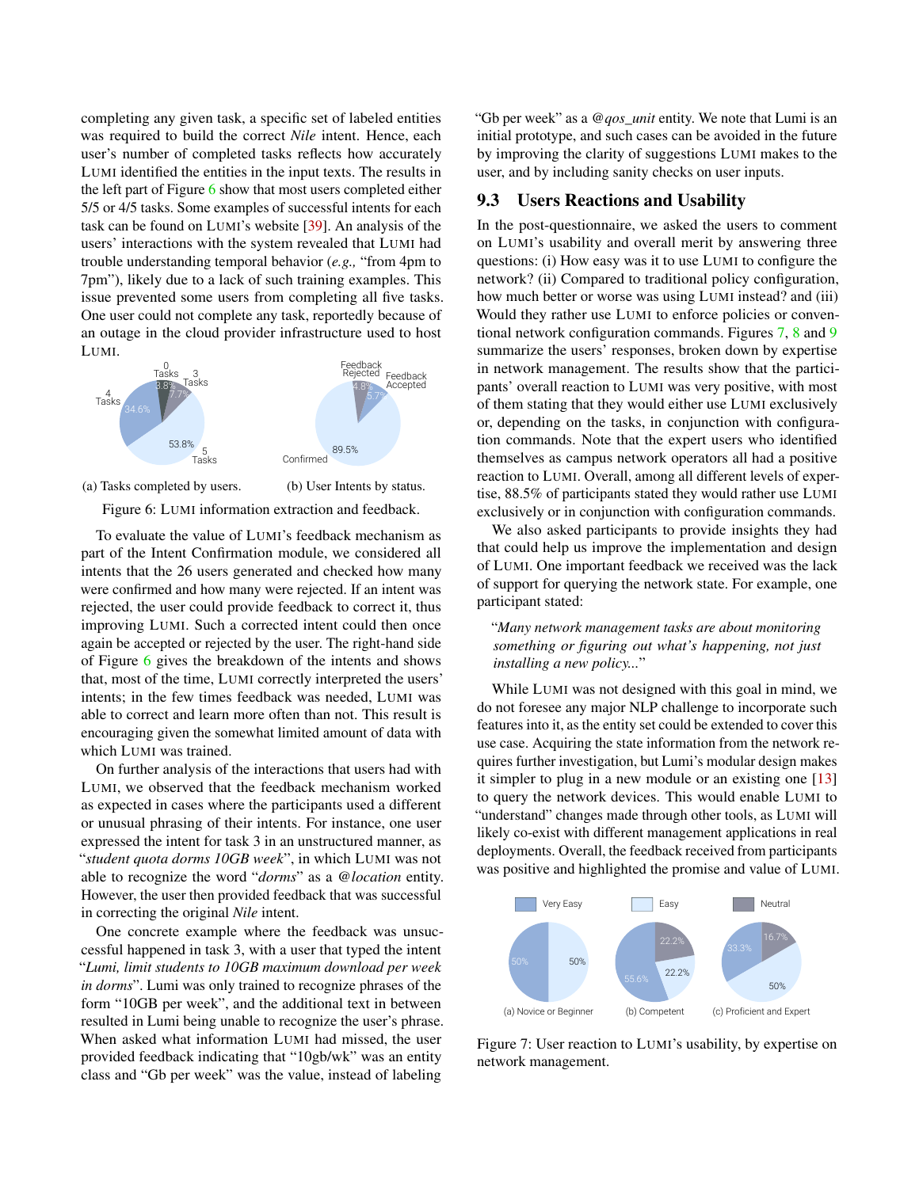completing any given task, a specific set of labeled entities was required to build the correct *Nile* intent. Hence, each user's number of completed tasks reflects how accurately LUMI identified the entities in the input texts. The results in the left part of Figure 6 show that most users completed either 5/5 or 4/5 tasks. Some examples of successful intents for each task can be found on LUMI's website [39]. An analysis of the users' interactions with the system revealed that LUMI had trouble understanding temporal behavior (*e.g.,* "from 4pm to 7pm"), likely due to a lack of such training examples. This issue prevented some users from completing all five tasks. One user could not complete any task, reportedly because of an outage in the cloud provider infrastructure used to host LUMI.

(a) Tasks completed by users. (b) User Intents by status.

Figure 6: LUMI information extraction and feedback.

To evaluate the value of LUMI's feedback mechanism as part of the Intent Confirmation module, we considered all intents that the 26 users generated and checked how many were confirmed and how many were rejected. If an intent was rejected, the user could provide feedback to correct it, thus improving LUMI. Such a corrected intent could then once again be accepted or rejected by the user. The right-hand side of Figure 6 gives the breakdown of the intents and shows that, most of the time, LUMI correctly interpreted the users' intents; in the few times feedback was needed, LUMI was able to correct and learn more often than not. This result is encouraging given the somewhat limited amount of data with which LUMI was trained.

On further analysis of the interactions that users had with LUMI, we observed that the feedback mechanism worked as expected in cases where the participants used a different or unusual phrasing of their intents. For instance, one user expressed the intent for task 3 in an unstructured manner, as "*student quota dorms 10GB week*", in which LUMI was not able to recognize the word "*dorms*" as a *@location* entity. However, the user then provided feedback that was successful in correcting the original *Nile* intent.

One concrete example where the feedback was unsuccessful happened in task 3, with a user that typed the intent "*Lumi, limit students to 10GB maximum download per week in dorms*". Lumi was only trained to recognize phrases of the form "10GB per week", and the additional text in between resulted in Lumi being unable to recognize the user's phrase. When asked what information LUMI had missed, the user provided feedback indicating that "10gb/wk" was an entity class and "Gb per week" was the value, instead of labeling "Gb per week" as a *@qos_unit* entity. We note that Lumi is an initial prototype, and such cases can be avoided in the future by improving the clarity of suggestions LUMI makes to the user, and by including sanity checks on user inputs.

## 9.3 Users Reactions and Usability

In the post-questionnaire, we asked the users to comment on LUMI's usability and overall merit by answering three questions: (i) How easy was it to use LUMI to configure the network? (ii) Compared to traditional policy configuration, how much better or worse was using LUMI instead? and (iii) Would they rather use LUMI to enforce policies or conventional network configuration commands. Figures 7, 8 and 9 summarize the users' responses, broken down by expertise in network management. The results show that the participants' overall reaction to LUMI was very positive, with most of them stating that they would either use LUMI exclusively or, depending on the tasks, in conjunction with configuration commands. Note that the expert users who identified themselves as campus network operators all had a positive reaction to LUMI. Overall, among all different levels of expertise, 88.5% of participants stated they would rather use LUMI exclusively or in conjunction with configuration commands.

We also asked participants to provide insights they had that could help us improve the implementation and design of LUMI. One important feedback we received was the lack of support for querying the network state. For example, one participant stated:

> "*Many network management tasks are about monitoring something or figuring out what's happening, not just installing a new policy...*"

While LUMI was not designed with this goal in mind, we do not foresee any major NLP challenge to incorporate such features into it, as the entity set could be extended to cover this use case. Acquiring the state information from the network requires further investigation, but Lumi's modular design makes it simpler to plug in a new module or an existing one [13] to query the network devices. This would enable LUMI to "understand" changes made through other tools, as LUMI will likely co-exist with different management applications in real deployments. Overall, the feedback received from participants was positive and highlighted the promise and value of LUMI.

(a) Novice or Beginner (b) Competent (c) Proficient and Expert

Figure 7: User reaction to LUMI's usability, by expertise on network management.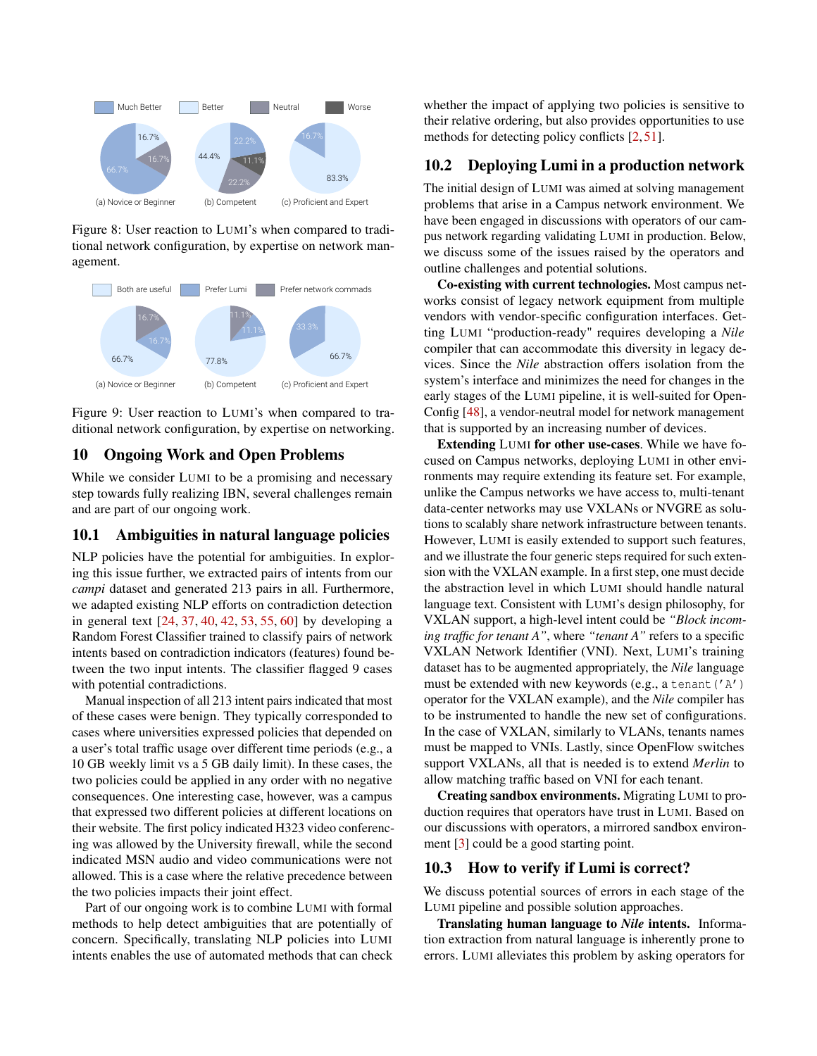Figure 8: User reaction to LUMI's when compared to traditional network configuration, by expertise on network management.

Figure 9: User reaction to LUMI's when compared to traditional network configuration, by expertise on networking.

## 10 Ongoing Work and Open Problems

While we consider LUMI to be a promising and necessary step towards fully realizing IBN, several challenges remain and are part of our ongoing work.

### 10.1 Ambiguities in natural language policies

NLP policies have the potential for ambiguities. In exploring this issue further, we extracted pairs of intents from our *campi* dataset and generated 213 pairs in all. Furthermore, we adapted existing NLP efforts on contradiction detection in general text [24, 37, 40, 42, 53, 55, 60] by developing a Random Forest Classifier trained to classify pairs of network intents based on contradiction indicators (features) found between the two input intents. The classifier flagged 9 cases with potential contradictions.

Manual inspection of all 213 intent pairs indicated that most of these cases were benign. They typically corresponded to cases where universities expressed policies that depended on a user's total traffic usage over different time periods (e.g., a 10 GB weekly limit vs a 5 GB daily limit). In these cases, the two policies could be applied in any order with no negative consequences. One interesting case, however, was a campus that expressed two different policies at different locations on their website. The first policy indicated H323 video conferencing was allowed by the University firewall, while the second indicated MSN audio and video communications were not allowed. This is a case where the relative precedence between the two policies impacts their joint effect.

Part of our ongoing work is to combine LUMI with formal methods to help detect ambiguities that are potentially of concern. Specifically, translating NLP policies into LUMI intents enables the use of automated methods that can check whether the impact of applying two policies is sensitive to their relative ordering, but also provides opportunities to use methods for detecting policy conflicts [2, 51].

### 10.2 Deploying Lumi in a production network

The initial design of LUMI was aimed at solving management problems that arise in a Campus network environment. We have been engaged in discussions with operators of our campus network regarding validating LUMI in production. Below, we discuss some of the issues raised by the operators and outline challenges and potential solutions.

**Co-existing with current technologies.** Most campus networks consist of legacy network equipment from multiple vendors with vendor-specific configuration interfaces. Getting LUMI "production-ready" requires developing a *Nile* compiler that can accommodate this diversity in legacy devices. Since the *Nile* abstraction offers isolation from the system's interface and minimizes the need for changes in the early stages of the LUMI pipeline, it is well-suited for OpenConfig [48], a vendor-neutral model for network management that is supported by an increasing number of devices.

**Extending LUMI for other use-cases**. While we have focused on Campus networks, deploying LUMI in other environments may require extending its feature set. For example, unlike the Campus networks we have access to, multi-tenant data-center networks may use VXLANs or NVGRE as solutions to scalably share network infrastructure between tenants. However, LUMI is easily extended to support such features, and we illustrate the four generic steps required for such extension with the VXLAN example. In a first step, one must decide the abstraction level in which LUMI should handle natural language text. Consistent with LUMI's design philosophy, for VXLAN support, a high-level intent could be *"Block incoming traffic for tenant A"*, where *"tenant A"* refers to a specific VXLAN Network Identifier (VNI). Next, LUMI's training dataset has to be augmented appropriately, the *Nile* language must be extended with new keywords (e.g., a `tenant('A')` operator for the VXLAN example), and the *Nile* compiler has to be instrumented to handle the new set of configurations. In the case of VXLAN, similarly to VLANs, tenants names must be mapped to VNIs. Lastly, since OpenFlow switches support VXLANs, all that is needed is to extend *Merlin* to allow matching traffic based on VNI for each tenant.

**Creating sandbox environments.** Migrating LUMI to production requires that operators have trust in LUMI. Based on our discussions with operators, a mirrored sandbox environment [3] could be a good starting point.

### 10.3 How to verify if Lumi is correct?

We discuss potential sources of errors in each stage of the LUMI pipeline and possible solution approaches.

**Translating human language to *Nile* intents.** Information extraction from natural language is inherently prone to errors. LUMI alleviates this problem by asking operators for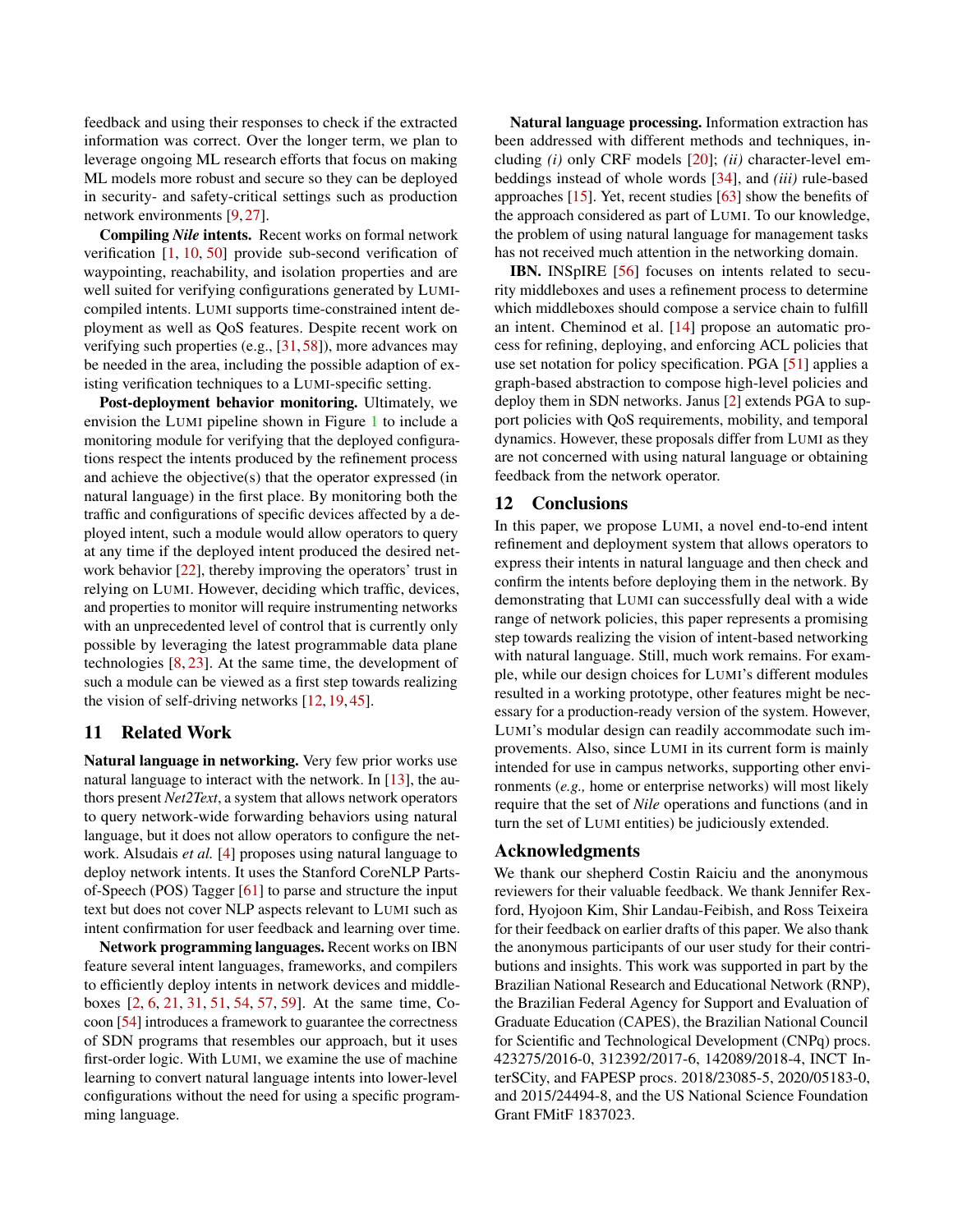feedback and using their responses to check if the extracted information was correct. Over the longer term, we plan to leverage ongoing ML research efforts that focus on making ML models more robust and secure so they can be deployed in security- and safety-critical settings such as production network environments [9, 27].

**Compiling *Nile* intents.** Recent works on formal network verification [1, 10, 50] provide sub-second verification of waypointing, reachability, and isolation properties and are well suited for verifying configurations generated by LUMI-compiled intents. LUMI supports time-constrained intent deployment as well as QoS features. Despite recent work on verifying such properties (e.g., [31, 58]), more advances may be needed in the area, including the possible adaption of existing verification techniques to a LUMI-specific setting.

**Post-deployment behavior monitoring.** Ultimately, we envision the LUMI pipeline shown in Figure 1 to include a monitoring module for verifying that the deployed configurations respect the intents produced by the refinement process and achieve the objective(s) that the operator expressed (in natural language) in the first place. By monitoring both the traffic and configurations of specific devices affected by a deployed intent, such a module would allow operators to query at any time if the deployed intent produced the desired network behavior [22], thereby improving the operators' trust in relying on LUMI. However, deciding which traffic, devices, and properties to monitor will require instrumenting networks with an unprecedented level of control that is currently only possible by leveraging the latest programmable data plane technologies [8, 23]. At the same time, the development of such a module can be viewed as a first step towards realizing the vision of self-driving networks [12, 19, 45].

## 11 Related Work

**Natural language in networking.** Very few prior works use natural language to interact with the network. In [13], the authors present *Net2Text*, a system that allows network operators to query network-wide forwarding behaviors using natural language, but it does not allow operators to configure the network. Alsudais *et al.* [4] proposes using natural language to deploy network intents. It uses the Stanford CoreNLP Parts-of-Speech (POS) Tagger [61] to parse and structure the input text but does not cover NLP aspects relevant to LUMI such as intent confirmation for user feedback and learning over time.

**Network programming languages.** Recent works on IBN feature several intent languages, frameworks, and compilers to efficiently deploy intents in network devices and middleboxes [2, 6, 21, 31, 51, 54, 57, 59]. At the same time, Cocoon [54] introduces a framework to guarantee the correctness of SDN programs that resembles our approach, but it uses first-order logic. With LUMI, we examine the use of machine learning to convert natural language intents into lower-level configurations without the need for using a specific programming language.

**Natural language processing.** Information extraction has been addressed with different methods and techniques, including *(i)* only CRF models [20]; *(ii)* character-level embeddings instead of whole words [34], and *(iii)* rule-based approaches [15]. Yet, recent studies [63] show the benefits of the approach considered as part of LUMI. To our knowledge, the problem of using natural language for management tasks has not received much attention in the networking domain.

**IBN.** INSpIRE [56] focuses on intents related to security middleboxes and uses a refinement process to determine which middleboxes should compose a service chain to fulfill an intent. Cheminod et al. [14] propose an automatic process for refining, deploying, and enforcing ACL policies that use set notation for policy specification. PGA [51] applies a graph-based abstraction to compose high-level policies and deploy them in SDN networks. Janus [2] extends PGA to support policies with QoS requirements, mobility, and temporal dynamics. However, these proposals differ from LUMI as they are not concerned with using natural language or obtaining feedback from the network operator.

## 12 Conclusions

In this paper, we propose LUMI, a novel end-to-end intent refinement and deployment system that allows operators to express their intents in natural language and then check and confirm the intents before deploying them in the network. By demonstrating that LUMI can successfully deal with a wide range of network policies, this paper represents a promising step towards realizing the vision of intent-based networking with natural language. Still, much work remains. For example, while our design choices for LUMI's different modules resulted in a working prototype, other features might be necessary for a production-ready version of the system. However, LUMI's modular design can readily accommodate such improvements. Also, since LUMI in its current form is mainly intended for use in campus networks, supporting other environments (*e.g.,* home or enterprise networks) will most likely require that the set of *Nile* operations and functions (and in turn the set of LUMI entities) be judiciously extended.

## Acknowledgments

We thank our shepherd Costin Raiciu and the anonymous reviewers for their valuable feedback. We thank Jennifer Rexford, Hyojoon Kim, Shir Landau-Feibish, and Ross Teixeira for their feedback on earlier drafts of this paper. We also thank the anonymous participants of our user study for their contributions and insights. This work was supported in part by the Brazilian National Research and Educational Network (RNP), the Brazilian Federal Agency for Support and Evaluation of Graduate Education (CAPES), the Brazilian National Council for Scientific and Technological Development (CNPq) procs. 423275/2016-0, 312392/2017-6, 142089/2018-4, INCT InterSCity, and FAPESP procs. 2018/23085-5, 2020/05183-0, and 2015/24494-8, and the US National Science Foundation Grant FMitF 1837023.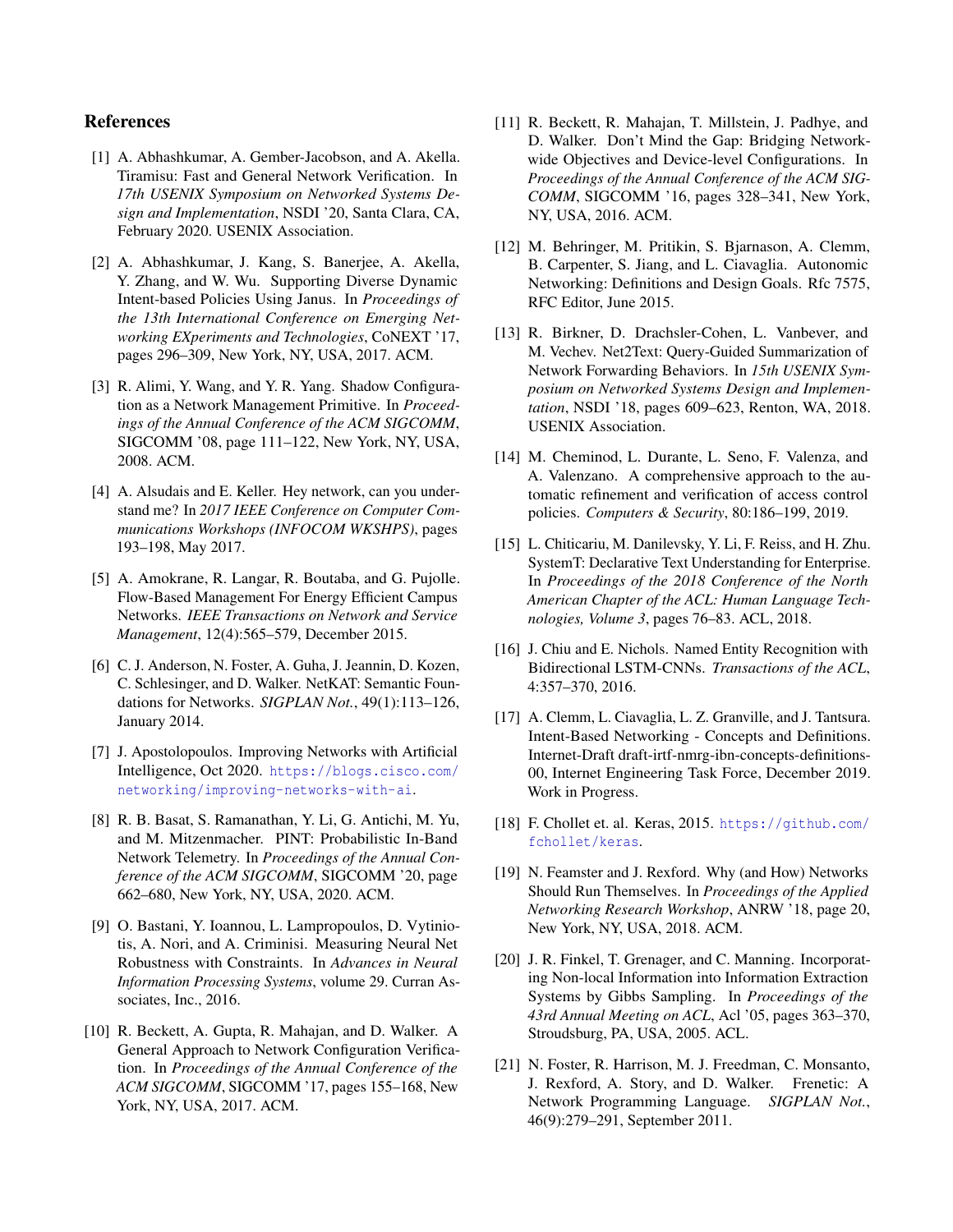## References

[1] A. Abhashkumar, A. Gember-Jacobson, and A. Akella. Tiramisu: Fast and General Network Verification. In *17th USENIX Symposium on Networked Systems Design and Implementation*, NSDI '20, Santa Clara, CA, February 2020. USENIX Association.

[2] A. Abhashkumar, J. Kang, S. Banerjee, A. Akella, Y. Zhang, and W. Wu. Supporting Diverse Dynamic Intent-based Policies Using Janus. In *Proceedings of the 13th International Conference on Emerging Networking EXperiments and Technologies*, CoNEXT '17, pages 296–309, New York, NY, USA, 2017. ACM.

[3] R. Alimi, Y. Wang, and Y. R. Yang. Shadow Configuration as a Network Management Primitive. In *Proceedings of the Annual Conference of the ACM SIGCOMM*, SIGCOMM '08, page 111–122, New York, NY, USA, 2008. ACM.

[4] A. Alsudais and E. Keller. Hey network, can you understand me? In *2017 IEEE Conference on Computer Communications Workshops (INFOCOM WKSHPS)*, pages 193–198, May 2017.

[5] A. Amokrane, R. Langar, R. Boutaba, and G. Pujolle. Flow-Based Management For Energy Efficient Campus Networks. *IEEE Transactions on Network and Service Management*, 12(4):565–579, December 2015.

[6] C. J. Anderson, N. Foster, A. Guha, J. Jeannin, D. Kozen, C. Schlesinger, and D. Walker. NetKAT: Semantic Foundations for Networks. *SIGPLAN Not.*, 49(1):113–126, January 2014.

[7] J. Apostolopoulos. Improving Networks with Artificial Intelligence, Oct 2020. https://blogs.cisco.com/networking/improving-networks-with-ai.

[8] R. B. Basat, S. Ramanathan, Y. Li, G. Antichi, M. Yu, and M. Mitzenmacher. PINT: Probabilistic In-Band Network Telemetry. In *Proceedings of the Annual Conference of the ACM SIGCOMM*, SIGCOMM '20, page 662–680, New York, NY, USA, 2020. ACM.

[9] O. Bastani, Y. Ioannou, L. Lampropoulos, D. Vytiniotis, A. Nori, and A. Criminisi. Measuring Neural Net Robustness with Constraints. In *Advances in Neural Information Processing Systems*, volume 29. Curran Associates, Inc., 2016.

[10] R. Beckett, A. Gupta, R. Mahajan, and D. Walker. A General Approach to Network Configuration Verification. In *Proceedings of the Annual Conference of the ACM SIGCOMM*, SIGCOMM '17, pages 155–168, New York, NY, USA, 2017. ACM.

[11] R. Beckett, R. Mahajan, T. Millstein, J. Padhye, and D. Walker. Don't Mind the Gap: Bridging Network-wide Objectives and Device-level Configurations. In *Proceedings of the Annual Conference of the ACM SIGCOMM*, SIGCOMM '16, pages 328–341, New York, NY, USA, 2016. ACM.

[12] M. Behringer, M. Pritikin, S. Bjarnason, A. Clemm, B. Carpenter, S. Jiang, and L. Ciavaglia. Autonomic Networking: Definitions and Design Goals. Rfc 7575, RFC Editor, June 2015.

[13] R. Birkner, D. Drachsler-Cohen, L. Vanbever, and M. Vechev. Net2Text: Query-Guided Summarization of Network Forwarding Behaviors. In *15th USENIX Symposium on Networked Systems Design and Implementation*, NSDI '18, pages 609–623, Renton, WA, 2018. USENIX Association.

[14] M. Cheminod, L. Durante, L. Seno, F. Valenza, and A. Valenzano. A comprehensive approach to the automatic refinement and verification of access control policies. *Computers & Security*, 80:186–199, 2019.

[15] L. Chiticariu, M. Danilevsky, Y. Li, F. Reiss, and H. Zhu. SystemT: Declarative Text Understanding for Enterprise. In *Proceedings of the 2018 Conference of the North American Chapter of the ACL: Human Language Technologies, Volume 3*, pages 76–83. ACL, 2018.

[16] J. Chiu and E. Nichols. Named Entity Recognition with Bidirectional LSTM-CNNs. *Transactions of the ACL*, 4:357–370, 2016.

[17] A. Clemm, L. Ciavaglia, L. Z. Granville, and J. Tantsura. Intent-Based Networking - Concepts and Definitions. Internet-Draft draft-irtf-nmrg-ibn-concepts-definitions-00, Internet Engineering Task Force, December 2019. Work in Progress.

[18] F. Chollet et. al. Keras, 2015. https://github.com/fchollet/keras.

[19] N. Feamster and J. Rexford. Why (and How) Networks Should Run Themselves. In *Proceedings of the Applied Networking Research Workshop*, ANRW '18, page 20, New York, NY, USA, 2018. ACM.

[20] J. R. Finkel, T. Grenager, and C. Manning. Incorporating Non-local Information into Information Extraction Systems by Gibbs Sampling. In *Proceedings of the 43rd Annual Meeting on ACL*, Acl '05, pages 363–370, Stroudsburg, PA, USA, 2005. ACL.

[21] N. Foster, R. Harrison, M. J. Freedman, C. Monsanto, J. Rexford, A. Story, and D. Walker. Frenetic: A Network Programming Language. *SIGPLAN Not.*, 46(9):279–291, September 2011.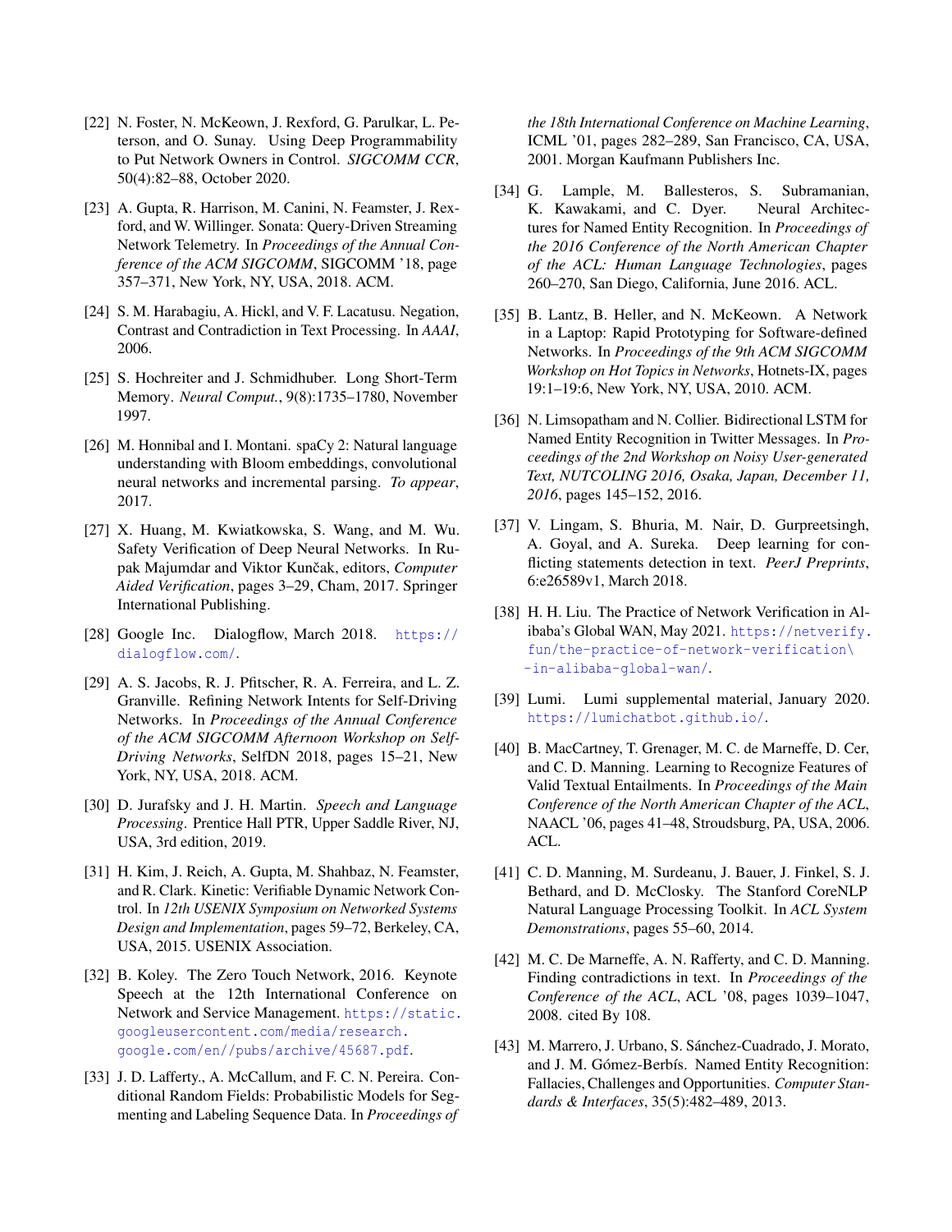[22] N. Foster, N. McKeown, J. Rexford, G. Parulkar, L. Peterson, and O. Sunay. Using Deep Programmability to Put Network Owners in Control. *SIGCOMM CCR*, 50(4):82–88, October 2020.

[23] A. Gupta, R. Harrison, M. Canini, N. Feamster, J. Rexford, and W. Willinger. Sonata: Query-Driven Streaming Network Telemetry. In *Proceedings of the Annual Conference of the ACM SIGCOMM*, SIGCOMM '18, page 357–371, New York, NY, USA, 2018. ACM.

[24] S. M. Harabagiu, A. Hickl, and V. F. Lacatusu. Negation, Contrast and Contradiction in Text Processing. In *AAAI*, 2006.

[25] S. Hochreiter and J. Schmidhuber. Long Short-Term Memory. *Neural Comput.*, 9(8):1735–1780, November 1997.

[26] M. Honnibal and I. Montani. spaCy 2: Natural language understanding with Bloom embeddings, convolutional neural networks and incremental parsing. *To appear*, 2017.

[27] X. Huang, M. Kwiatkowska, S. Wang, and M. Wu. Safety Verification of Deep Neural Networks. In Rupak Majumdar and Viktor Kunčak, editors, *Computer Aided Verification*, pages 3–29, Cham, 2017. Springer International Publishing.

[28] Google Inc. Dialogflow, March 2018. https://dialogflow.com/.

[29] A. S. Jacobs, R. J. Pfitscher, R. A. Ferreira, and L. Z. Granville. Refining Network Intents for Self-Driving Networks. In *Proceedings of the Annual Conference of the ACM SIGCOMM Afternoon Workshop on Self-Driving Networks*, SelfDN 2018, pages 15–21, New York, NY, USA, 2018. ACM.

[30] D. Jurafsky and J. H. Martin. *Speech and Language Processing*. Prentice Hall PTR, Upper Saddle River, NJ, USA, 3rd edition, 2019.

[31] H. Kim, J. Reich, A. Gupta, M. Shahbaz, N. Feamster, and R. Clark. Kinetic: Verifiable Dynamic Network Control. In *12th USENIX Symposium on Networked Systems Design and Implementation*, pages 59–72, Berkeley, CA, USA, 2015. USENIX Association.

[32] B. Koley. The Zero Touch Network, 2016. Keynote Speech at the 12th International Conference on Network and Service Management. https://static.googleusercontent.com/media/research.google.com/en//pubs/archive/45687.pdf.

[33] J. D. Lafferty., A. McCallum, and F. C. N. Pereira. Conditional Random Fields: Probabilistic Models for Segmenting and Labeling Sequence Data. In *Proceedings of the 18th International Conference on Machine Learning*, ICML '01, pages 282–289, San Francisco, CA, USA, 2001. Morgan Kaufmann Publishers Inc.

[34] G. Lample, M. Ballesteros, S. Subramanian, K. Kawakami, and C. Dyer. Neural Architectures for Named Entity Recognition. In *Proceedings of the 2016 Conference of the North American Chapter of the ACL: Human Language Technologies*, pages 260–270, San Diego, California, June 2016. ACL.

[35] B. Lantz, B. Heller, and N. McKeown. A Network in a Laptop: Rapid Prototyping for Software-defined Networks. In *Proceedings of the 9th ACM SIGCOMM Workshop on Hot Topics in Networks*, Hotnets-IX, pages 19:1–19:6, New York, NY, USA, 2010. ACM.

[36] N. Limsopatham and N. Collier. Bidirectional LSTM for Named Entity Recognition in Twitter Messages. In *Proceedings of the 2nd Workshop on Noisy User-generated Text, NUTCOLING 2016, Osaka, Japan, December 11, 2016*, pages 145–152, 2016.

[37] V. Lingam, S. Bhuria, M. Nair, D. Gurpreetsingh, A. Goyal, and A. Sureka. Deep learning for conflicting statements detection in text. *PeerJ Preprints*, 6:e26589v1, March 2018.

[38] H. H. Liu. The Practice of Network Verification in Alibaba's Global WAN, May 2021. https://netverify.fun/the-practice-of-network-verification\-in-alibaba-global-wan/.

[39] Lumi. Lumi supplemental material, January 2020. https://lumichatbot.github.io/.

[40] B. MacCartney, T. Grenager, M. C. de Marneffe, D. Cer, and C. D. Manning. Learning to Recognize Features of Valid Textual Entailments. In *Proceedings of the Main Conference of the North American Chapter of the ACL*, NAACL '06, pages 41–48, Stroudsburg, PA, USA, 2006. ACL.

[41] C. D. Manning, M. Surdeanu, J. Bauer, J. Finkel, S. J. Bethard, and D. McClosky. The Stanford CoreNLP Natural Language Processing Toolkit. In *ACL System Demonstrations*, pages 55–60, 2014.

[42] M. C. De Marneffe, A. N. Rafferty, and C. D. Manning. Finding contradictions in text. In *Proceedings of the Conference of the ACL*, ACL '08, pages 1039–1047, 2008. cited By 108.

[43] M. Marrero, J. Urbano, S. Sánchez-Cuadrado, J. Morato, and J. M. Gómez-Berbís. Named Entity Recognition: Fallacies, Challenges and Opportunities. *Computer Standards & Interfaces*, 35(5):482–489, 2013.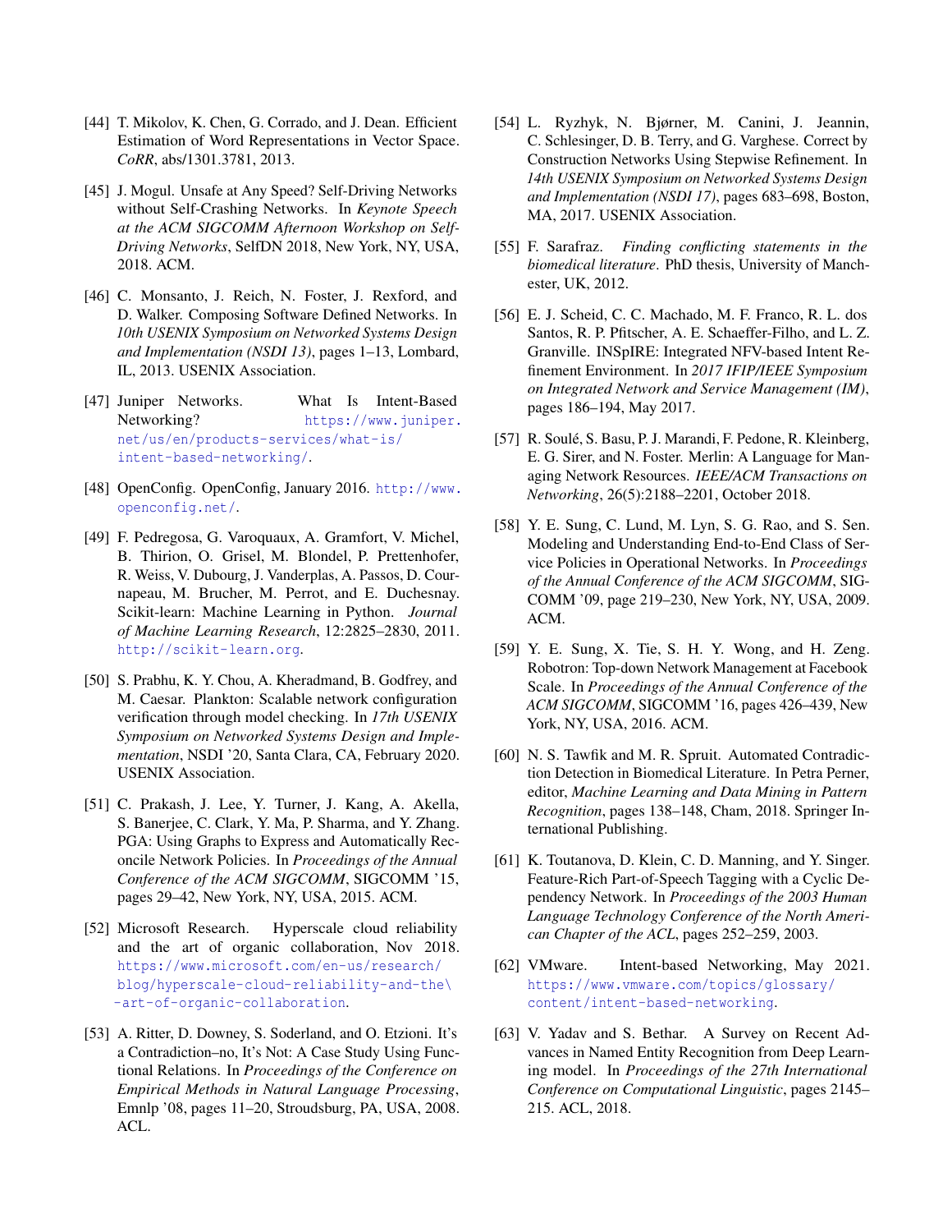[44] T. Mikolov, K. Chen, G. Corrado, and J. Dean. Efficient Estimation of Word Representations in Vector Space. *CoRR*, abs/1301.3781, 2013.

[45] J. Mogul. Unsafe at Any Speed? Self-Driving Networks without Self-Crashing Networks. In *Keynote Speech at the ACM SIGCOMM Afternoon Workshop on Self-Driving Networks*, SelfDN 2018, New York, NY, USA, 2018. ACM.

[46] C. Monsanto, J. Reich, N. Foster, J. Rexford, and D. Walker. Composing Software Defined Networks. In *10th USENIX Symposium on Networked Systems Design and Implementation (NSDI 13)*, pages 1–13, Lombard, IL, 2013. USENIX Association.

[47] Juniper Networks. What Is Intent-Based Networking? https://www.juniper.net/us/en/products-services/what-is/intent-based-networking/.

[48] OpenConfig. OpenConfig, January 2016. http://www.openconfig.net/.

[49] F. Pedregosa, G. Varoquaux, A. Gramfort, V. Michel, B. Thirion, O. Grisel, M. Blondel, P. Prettenhofer, R. Weiss, V. Dubourg, J. Vanderplas, A. Passos, D. Cournapeau, M. Brucher, M. Perrot, and E. Duchesnay. Scikit-learn: Machine Learning in Python. *Journal of Machine Learning Research*, 12:2825–2830, 2011. http://scikit-learn.org.

[50] S. Prabhu, K. Y. Chou, A. Kheradmand, B. Godfrey, and M. Caesar. Plankton: Scalable network configuration verification through model checking. In *17th USENIX Symposium on Networked Systems Design and Implementation*, NSDI '20, Santa Clara, CA, February 2020. USENIX Association.

[51] C. Prakash, J. Lee, Y. Turner, J. Kang, A. Akella, S. Banerjee, C. Clark, Y. Ma, P. Sharma, and Y. Zhang. PGA: Using Graphs to Express and Automatically Reconcile Network Policies. In *Proceedings of the Annual Conference of the ACM SIGCOMM*, SIGCOMM '15, pages 29–42, New York, NY, USA, 2015. ACM.

[52] Microsoft Research. Hyperscale cloud reliability and the art of organic collaboration, Nov 2018. https://www.microsoft.com/en-us/research/blog/hyperscale-cloud-reliability-and-the\-art-of-organic-collaboration.

[53] A. Ritter, D. Downey, S. Soderland, and O. Etzioni. It's a Contradiction–no, It's Not: A Case Study Using Functional Relations. In *Proceedings of the Conference on Empirical Methods in Natural Language Processing*, Emnlp '08, pages 11–20, Stroudsburg, PA, USA, 2008. ACL.

[54] L. Ryzhyk, N. Bjørner, M. Canini, J. Jeannin, C. Schlesinger, D. B. Terry, and G. Varghese. Correct by Construction Networks Using Stepwise Refinement. In *14th USENIX Symposium on Networked Systems Design and Implementation (NSDI 17)*, pages 683–698, Boston, MA, 2017. USENIX Association.

[55] F. Sarafraz. *Finding conflicting statements in the biomedical literature*. PhD thesis, University of Manchester, UK, 2012.

[56] E. J. Scheid, C. C. Machado, M. F. Franco, R. L. dos Santos, R. P. Pfitscher, A. E. Schaeffer-Filho, and L. Z. Granville. INSpIRE: Integrated NFV-based Intent Refinement Environment. In *2017 IFIP/IEEE Symposium on Integrated Network and Service Management (IM)*, pages 186–194, May 2017.

[57] R. Soulé, S. Basu, P. J. Marandi, F. Pedone, R. Kleinberg, E. G. Sirer, and N. Foster. Merlin: A Language for Managing Network Resources. *IEEE/ACM Transactions on Networking*, 26(5):2188–2201, October 2018.

[58] Y. E. Sung, C. Lund, M. Lyn, S. G. Rao, and S. Sen. Modeling and Understanding End-to-End Class of Service Policies in Operational Networks. In *Proceedings of the Annual Conference of the ACM SIGCOMM*, SIGCOMM '09, page 219–230, New York, NY, USA, 2009. ACM.

[59] Y. E. Sung, X. Tie, S. H. Y. Wong, and H. Zeng. Robotron: Top-down Network Management at Facebook Scale. In *Proceedings of the Annual Conference of the ACM SIGCOMM*, SIGCOMM '16, pages 426–439, New York, NY, USA, 2016. ACM.

[60] N. S. Tawfik and M. R. Spruit. Automated Contradiction Detection in Biomedical Literature. In Petra Perner, editor, *Machine Learning and Data Mining in Pattern Recognition*, pages 138–148, Cham, 2018. Springer International Publishing.

[61] K. Toutanova, D. Klein, C. D. Manning, and Y. Singer. Feature-Rich Part-of-Speech Tagging with a Cyclic Dependency Network. In *Proceedings of the 2003 Human Language Technology Conference of the North American Chapter of the ACL*, pages 252–259, 2003.

[62] VMware. Intent-based Networking, May 2021. https://www.vmware.com/topics/glossary/content/intent-based-networking.

[63] V. Yadav and S. Bethar. A Survey on Recent Advances in Named Entity Recognition from Deep Learning model. In *Proceedings of the 27th International Conference on Computational Linguistic*, pages 2145–215. ACL, 2018.